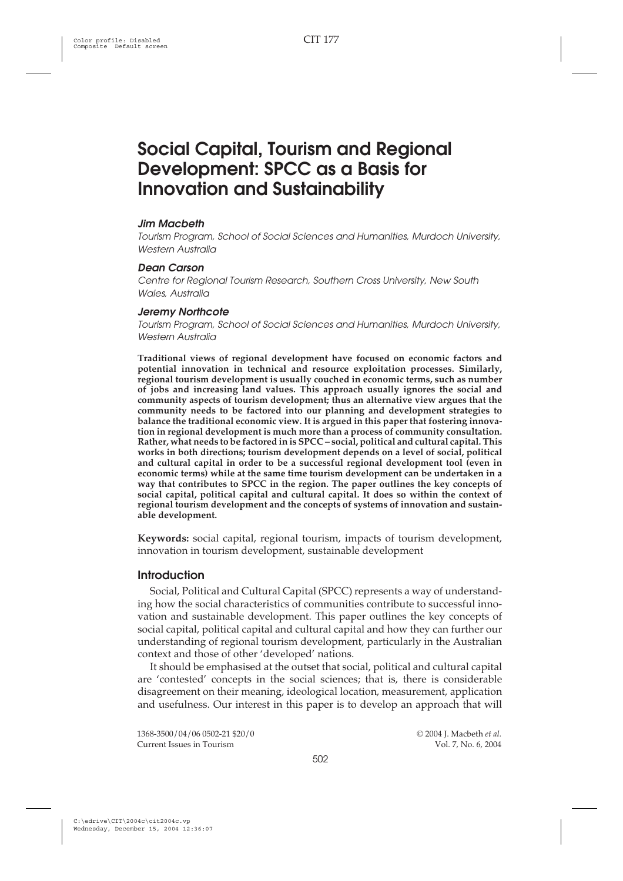# Social Capital, Tourism and Regional Development: SPCC as a Basis for Innovation and Sustainability

### *Jim Macbeth*

*Tourism Program, School of Social Sciences and Humanities, Murdoch University, Western Australia*

### *Dean Carson*

*Centre for Regional Tourism Research, Southern Cross University, New South Wales, Australia*

### *Jeremy Northcote*

*Tourism Program, School of Social Sciences and Humanities, Murdoch University, Western Australia*

**Traditional views of regional development have focused on economic factors and potential innovation in technical and resource exploitation processes. Similarly, regional tourism development is usually couched in economic terms, such as number of jobs and increasing land values. This approach usually ignores the social and community aspects of tourism development; thus an alternative view argues that the community needs to be factored into our planning and development strategies to balance the traditional economic view. It is argued in this paper that fostering innovation in regional development is much more than a process of community consultation. Rather, what needs to be factored in is SPCC – social, political and cultural capital. This works in both directions; tourism development depends on a level of social, political and cultural capital in order to be a successful regional development tool (even in economic terms) while at the same time tourism development can be undertaken in a way that contributes to SPCC in the region. The paper outlines the key concepts of social capital, political capital and cultural capital. It does so within the context of regional tourism development and the concepts of systems of innovation and sustainable development.**

**Keywords:** social capital, regional tourism, impacts of tourism development, innovation in tourism development, sustainable development

## Introduction

Social, Political and Cultural Capital (SPCC) represents a way of understanding how the social characteristics of communities contribute to successful innovation and sustainable development. This paper outlines the key concepts of social capital, political capital and cultural capital and how they can further our understanding of regional tourism development, particularly in the Australian context and those of other 'developed' nations.

It should be emphasised at the outset that social, political and cultural capital are 'contested' concepts in the social sciences; that is, there is considerable disagreement on their meaning, ideological location, measurement, application and usefulness. Our interest in this paper is to develop an approach that will

1368-3500/04/06 0502-21 $20/0 © 2004 J. Macbeth *et al.*
Current Issues in Tourism Vol. 7, No. 6, 2004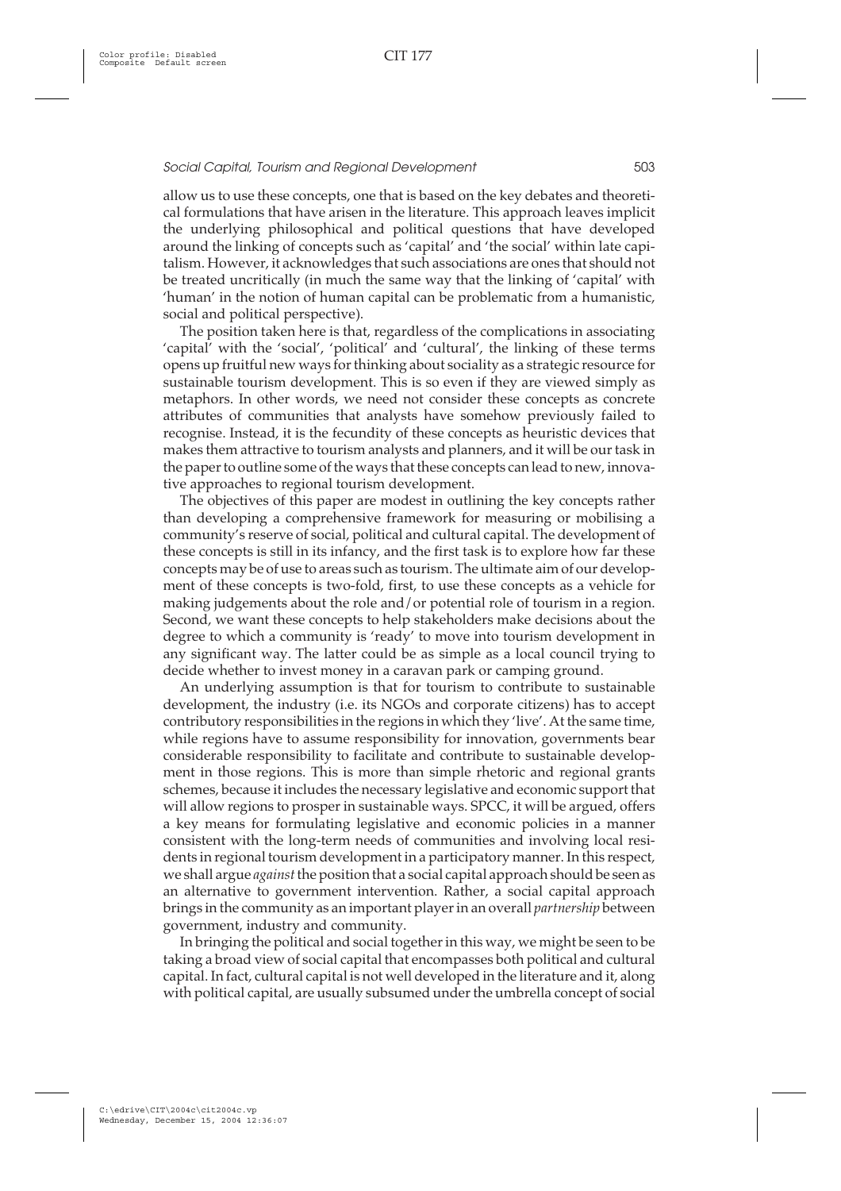allow us to use these concepts, one that is based on the key debates and theoretical formulations that have arisen in the literature. This approach leaves implicit the underlying philosophical and political questions that have developed around the linking of concepts such as 'capital' and 'the social' within late capitalism. However, it acknowledges that such associations are ones that should not be treated uncritically (in much the same way that the linking of 'capital' with 'human' in the notion of human capital can be problematic from a humanistic, social and political perspective).

The position taken here is that, regardless of the complications in associating 'capital' with the 'social', 'political' and 'cultural', the linking of these terms opens up fruitful new ways for thinking about sociality as a strategic resource for sustainable tourism development. This is so even if they are viewed simply as metaphors. In other words, we need not consider these concepts as concrete attributes of communities that analysts have somehow previously failed to recognise. Instead, it is the fecundity of these concepts as heuristic devices that makes them attractive to tourism analysts and planners, and it will be our task in the paper to outline some of the ways that these concepts can lead to new, innovative approaches to regional tourism development.

The objectives of this paper are modest in outlining the key concepts rather than developing a comprehensive framework for measuring or mobilising a community's reserve of social, political and cultural capital. The development of these concepts is still in its infancy, and the first task is to explore how far these concepts may be of use to areas such as tourism. The ultimate aim of our development of these concepts is two-fold, first, to use these concepts as a vehicle for making judgements about the role and/or potential role of tourism in a region. Second, we want these concepts to help stakeholders make decisions about the degree to which a community is 'ready' to move into tourism development in any significant way. The latter could be as simple as a local council trying to decide whether to invest money in a caravan park or camping ground.

An underlying assumption is that for tourism to contribute to sustainable development, the industry (i.e. its NGOs and corporate citizens) has to accept contributory responsibilities in the regions in which they 'live'. At the same time, while regions have to assume responsibility for innovation, governments bear considerable responsibility to facilitate and contribute to sustainable development in those regions. This is more than simple rhetoric and regional grants schemes, because it includes the necessary legislative and economic support that will allow regions to prosper in sustainable ways. SPCC, it will be argued, offers a key means for formulating legislative and economic policies in a manner consistent with the long-term needs of communities and involving local residents in regional tourism development in a participatory manner. In this respect, we shall argue *against* the position that a social capital approach should be seen as an alternative to government intervention. Rather, a social capital approach brings in the community as an important player in an overall *partnership* between government, industry and community.

In bringing the political and social together in this way, we might be seen to be taking a broad view of social capital that encompasses both political and cultural capital. In fact, cultural capital is not well developed in the literature and it, along with political capital, are usually subsumed under the umbrella concept of social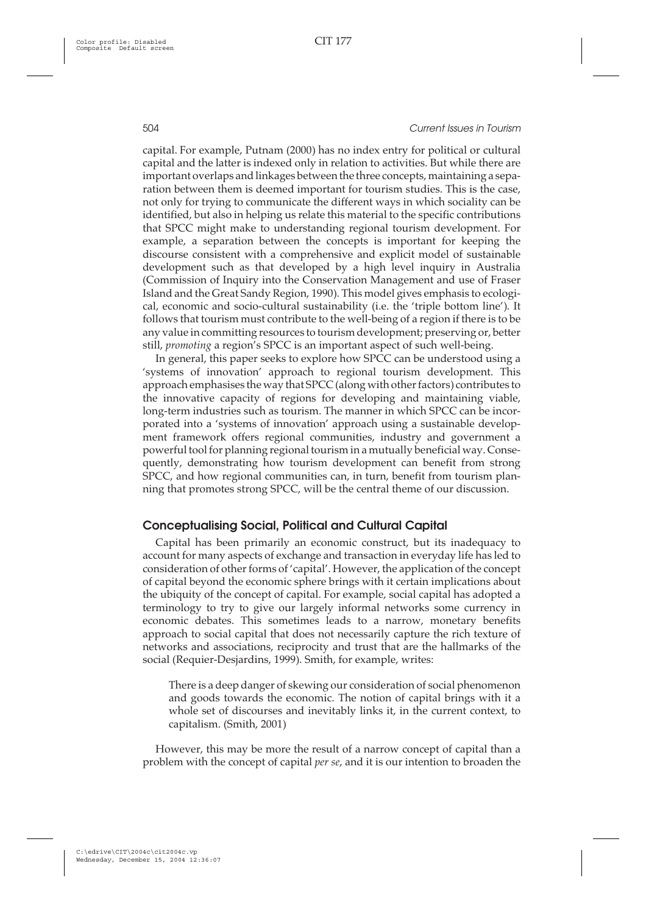capital. For example, Putnam (2000) has no index entry for political or cultural capital and the latter is indexed only in relation to activities. But while there are important overlaps and linkages between the three concepts, maintaining a separation between them is deemed important for tourism studies. This is the case, not only for trying to communicate the different ways in which sociality can be identified, but also in helping us relate this material to the specific contributions that SPCC might make to understanding regional tourism development. For example, a separation between the concepts is important for keeping the discourse consistent with a comprehensive and explicit model of sustainable development such as that developed by a high level inquiry in Australia (Commission of Inquiry into the Conservation Management and use of Fraser Island and the Great Sandy Region, 1990). This model gives emphasis to ecological, economic and socio-cultural sustainability (i.e. the 'triple bottom line'). It follows that tourism must contribute to the well-being of a region if there is to be any value in committing resources to tourism development; preserving or, better still, *promoting* a region's SPCC is an important aspect of such well-being.

In general, this paper seeks to explore how SPCC can be understood using a 'systems of innovation' approach to regional tourism development. This approach emphasises the way that SPCC (along with other factors) contributes to the innovative capacity of regions for developing and maintaining viable, long-term industries such as tourism. The manner in which SPCC can be incorporated into a 'systems of innovation' approach using a sustainable development framework offers regional communities, industry and government a powerful tool for planning regional tourism in a mutually beneficial way. Consequently, demonstrating how tourism development can benefit from strong SPCC, and how regional communities can, in turn, benefit from tourism planning that promotes strong SPCC, will be the central theme of our discussion.

## Conceptualising Social, Political and Cultural Capital

Capital has been primarily an economic construct, but its inadequacy to account for many aspects of exchange and transaction in everyday life has led to consideration of other forms of 'capital'. However, the application of the concept of capital beyond the economic sphere brings with it certain implications about the ubiquity of the concept of capital. For example, social capital has adopted a terminology to try to give our largely informal networks some currency in economic debates. This sometimes leads to a narrow, monetary benefits approach to social capital that does not necessarily capture the rich texture of networks and associations, reciprocity and trust that are the hallmarks of the social (Requier-Desjardins, 1999). Smith, for example, writes:

> There is a deep danger of skewing our consideration of social phenomenon and goods towards the economic. The notion of capital brings with it a whole set of discourses and inevitably links it, in the current context, to capitalism. (Smith, 2001)

However, this may be more the result of a narrow concept of capital than a problem with the concept of capital *per se*, and it is our intention to broaden the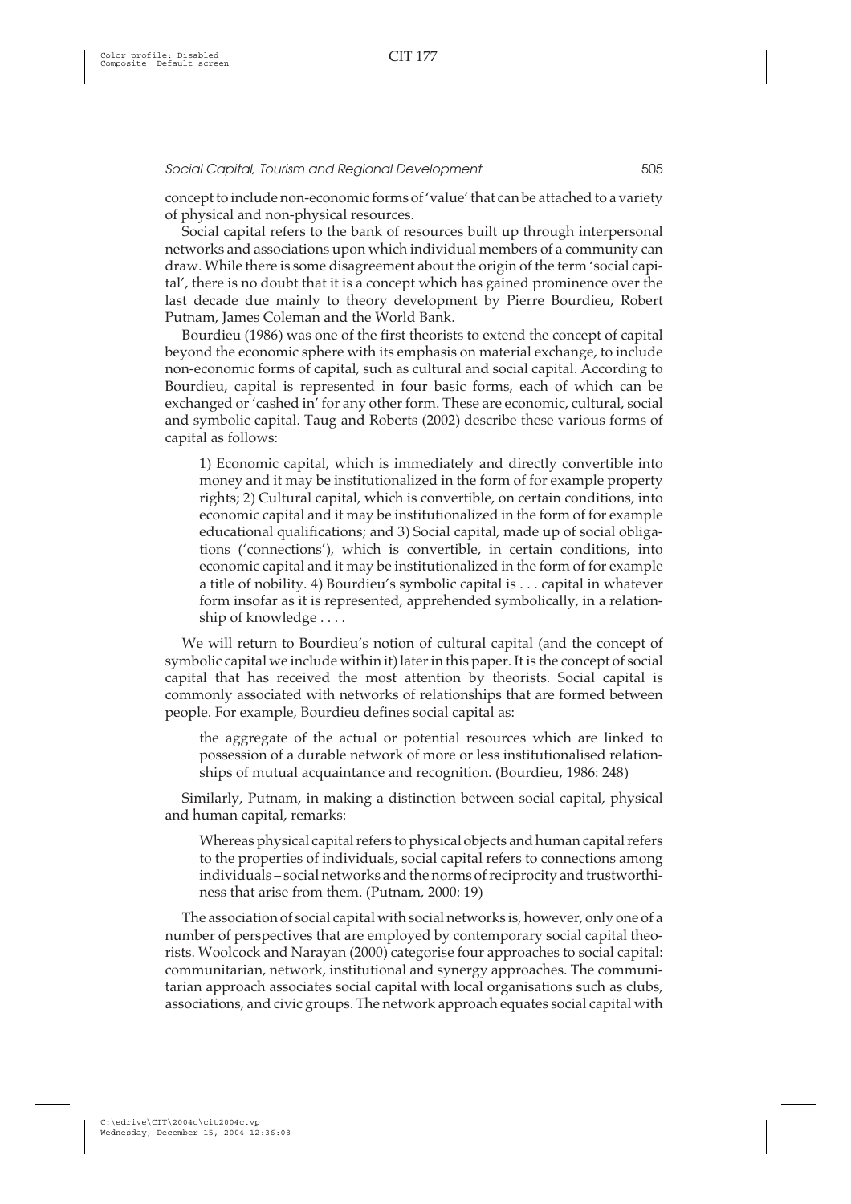concept to include non-economic forms of 'value' that can be attached to a variety of physical and non-physical resources.

Social capital refers to the bank of resources built up through interpersonal networks and associations upon which individual members of a community can draw. While there is some disagreement about the origin of the term 'social capital', there is no doubt that it is a concept which has gained prominence over the last decade due mainly to theory development by Pierre Bourdieu, Robert Putnam, James Coleman and the World Bank.

Bourdieu (1986) was one of the first theorists to extend the concept of capital beyond the economic sphere with its emphasis on material exchange, to include non-economic forms of capital, such as cultural and social capital. According to Bourdieu, capital is represented in four basic forms, each of which can be exchanged or 'cashed in' for any other form. These are economic, cultural, social and symbolic capital. Taug and Roberts (2002) describe these various forms of capital as follows:

> 1) Economic capital, which is immediately and directly convertible into money and it may be institutionalized in the form of for example property rights; 2) Cultural capital, which is convertible, on certain conditions, into economic capital and it may be institutionalized in the form of for example educational qualifications; and 3) Social capital, made up of social obligations ('connections'), which is convertible, in certain conditions, into economic capital and it may be institutionalized in the form of for example a title of nobility. 4) Bourdieu's symbolic capital is . . . capital in whatever form insofar as it is represented, apprehended symbolically, in a relationship of knowledge . . . .

We will return to Bourdieu's notion of cultural capital (and the concept of symbolic capital we include within it) later in this paper. It is the concept of social capital that has received the most attention by theorists. Social capital is commonly associated with networks of relationships that are formed between people. For example, Bourdieu defines social capital as:

> the aggregate of the actual or potential resources which are linked to possession of a durable network of more or less institutionalised relationships of mutual acquaintance and recognition. (Bourdieu, 1986: 248)

Similarly, Putnam, in making a distinction between social capital, physical and human capital, remarks:

> Whereas physical capital refers to physical objects and human capital refers to the properties of individuals, social capital refers to connections among individuals – social networks and the norms of reciprocity and trustworthiness that arise from them. (Putnam, 2000: 19)

The association of social capital with social networks is, however, only one of a number of perspectives that are employed by contemporary social capital theorists. Woolcock and Narayan (2000) categorise four approaches to social capital: communitarian, network, institutional and synergy approaches. The communitarian approach associates social capital with local organisations such as clubs, associations, and civic groups. The network approach equates social capital with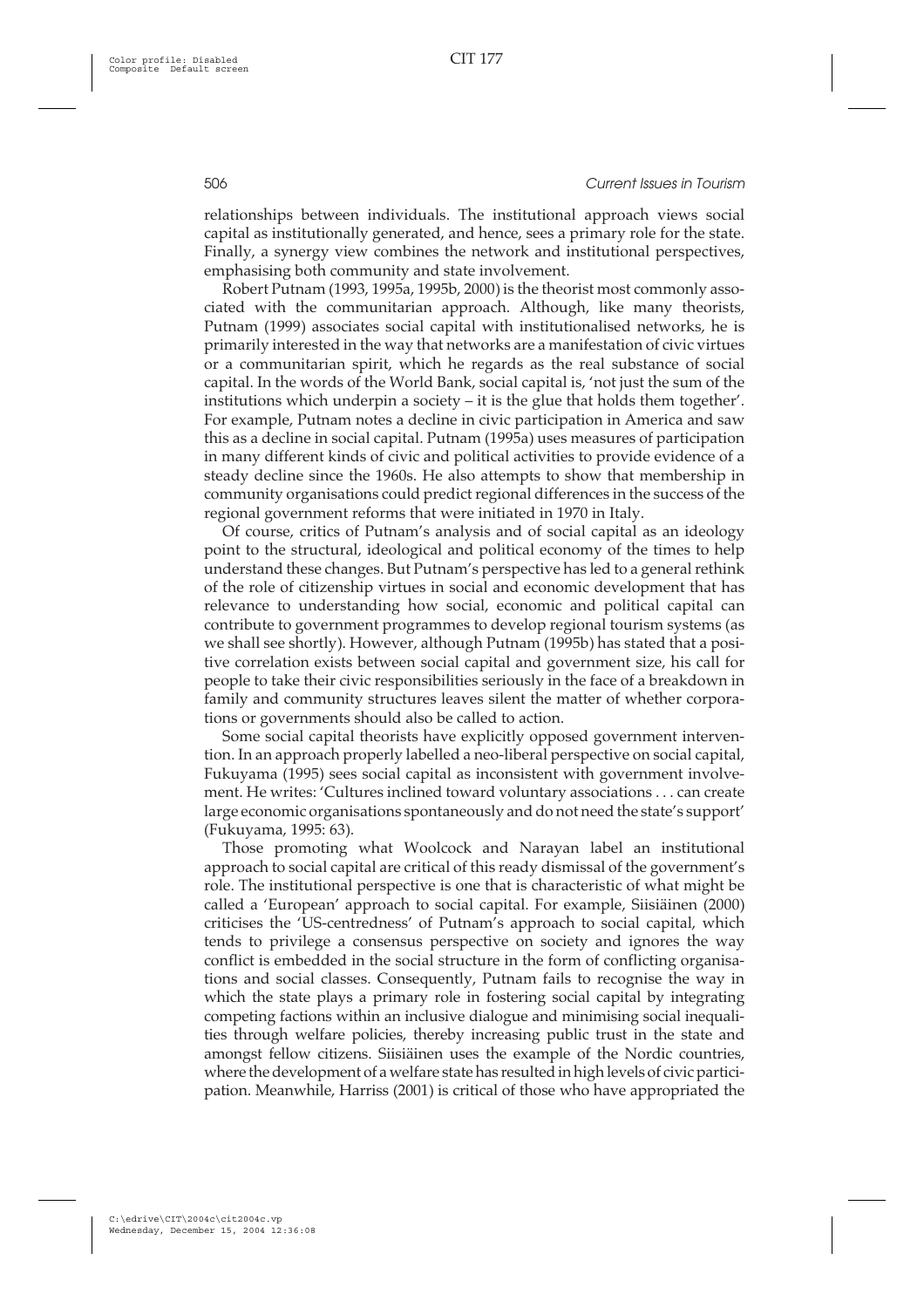relationships between individuals. The institutional approach views social capital as institutionally generated, and hence, sees a primary role for the state. Finally, a synergy view combines the network and institutional perspectives, emphasising both community and state involvement.

Robert Putnam (1993, 1995a, 1995b, 2000) is the theorist most commonly associated with the communitarian approach. Although, like many theorists, Putnam (1999) associates social capital with institutionalised networks, he is primarily interested in the way that networks are a manifestation of civic virtues or a communitarian spirit, which he regards as the real substance of social capital. In the words of the World Bank, social capital is, 'not just the sum of the institutions which underpin a society – it is the glue that holds them together'. For example, Putnam notes a decline in civic participation in America and saw this as a decline in social capital. Putnam (1995a) uses measures of participation in many different kinds of civic and political activities to provide evidence of a steady decline since the 1960s. He also attempts to show that membership in community organisations could predict regional differences in the success of the regional government reforms that were initiated in 1970 in Italy.

Of course, critics of Putnam's analysis and of social capital as an ideology point to the structural, ideological and political economy of the times to help understand these changes. But Putnam's perspective has led to a general rethink of the role of citizenship virtues in social and economic development that has relevance to understanding how social, economic and political capital can contribute to government programmes to develop regional tourism systems (as we shall see shortly). However, although Putnam (1995b) has stated that a positive correlation exists between social capital and government size, his call for people to take their civic responsibilities seriously in the face of a breakdown in family and community structures leaves silent the matter of whether corporations or governments should also be called to action.

Some social capital theorists have explicitly opposed government intervention. In an approach properly labelled a neo-liberal perspective on social capital, Fukuyama (1995) sees social capital as inconsistent with government involvement. He writes: 'Cultures inclined toward voluntary associations . . . can create large economic organisations spontaneously and do not need the state's support' (Fukuyama, 1995: 63).

Those promoting what Woolcock and Narayan label an institutional approach to social capital are critical of this ready dismissal of the government's role. The institutional perspective is one that is characteristic of what might be called a 'European' approach to social capital. For example, Siisiäinen (2000) criticises the 'US-centredness' of Putnam's approach to social capital, which tends to privilege a consensus perspective on society and ignores the way conflict is embedded in the social structure in the form of conflicting organisations and social classes. Consequently, Putnam fails to recognise the way in which the state plays a primary role in fostering social capital by integrating competing factions within an inclusive dialogue and minimising social inequalities through welfare policies, thereby increasing public trust in the state and amongst fellow citizens. Siisiäinen uses the example of the Nordic countries, where the development of a welfare state has resulted in high levels of civic participation. Meanwhile, Harriss (2001) is critical of those who have appropriated the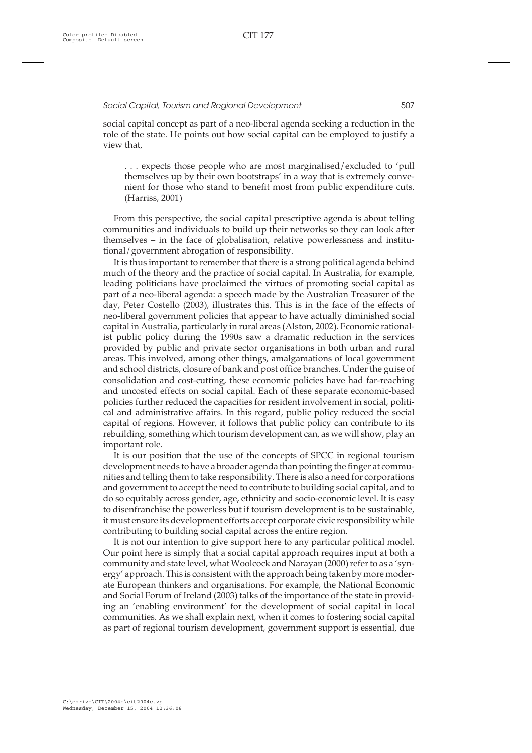social capital concept as part of a neo-liberal agenda seeking a reduction in the role of the state. He points out how social capital can be employed to justify a view that,

> . . . expects those people who are most marginalised/excluded to 'pull themselves up by their own bootstraps' in a way that is extremely convenient for those who stand to benefit most from public expenditure cuts. (Harriss, 2001)

From this perspective, the social capital prescriptive agenda is about telling communities and individuals to build up their networks so they can look after themselves – in the face of globalisation, relative powerlessness and institutional/government abrogation of responsibility.

It is thus important to remember that there is a strong political agenda behind much of the theory and the practice of social capital. In Australia, for example, leading politicians have proclaimed the virtues of promoting social capital as part of a neo-liberal agenda: a speech made by the Australian Treasurer of the day, Peter Costello (2003), illustrates this. This is in the face of the effects of neo-liberal government policies that appear to have actually diminished social capital in Australia, particularly in rural areas (Alston, 2002). Economic rationalist public policy during the 1990s saw a dramatic reduction in the services provided by public and private sector organisations in both urban and rural areas. This involved, among other things, amalgamations of local government and school districts, closure of bank and post office branches. Under the guise of consolidation and cost-cutting, these economic policies have had far-reaching and uncosted effects on social capital. Each of these separate economic-based policies further reduced the capacities for resident involvement in social, political and administrative affairs. In this regard, public policy reduced the social capital of regions. However, it follows that public policy can contribute to its rebuilding, something which tourism development can, as we will show, play an important role.

It is our position that the use of the concepts of SPCC in regional tourism development needs to have a broader agenda than pointing the finger at communities and telling them to take responsibility. There is also a need for corporations and government to accept the need to contribute to building social capital, and to do so equitably across gender, age, ethnicity and socio-economic level. It is easy to disenfranchise the powerless but if tourism development is to be sustainable, it must ensure its development efforts accept corporate civic responsibility while contributing to building social capital across the entire region.

It is not our intention to give support here to any particular political model. Our point here is simply that a social capital approach requires input at both a community and state level, what Woolcock and Narayan (2000) refer to as a 'synergy' approach. This is consistent with the approach being taken by more moderate European thinkers and organisations. For example, the National Economic and Social Forum of Ireland (2003) talks of the importance of the state in providing an 'enabling environment' for the development of social capital in local communities. As we shall explain next, when it comes to fostering social capital as part of regional tourism development, government support is essential, due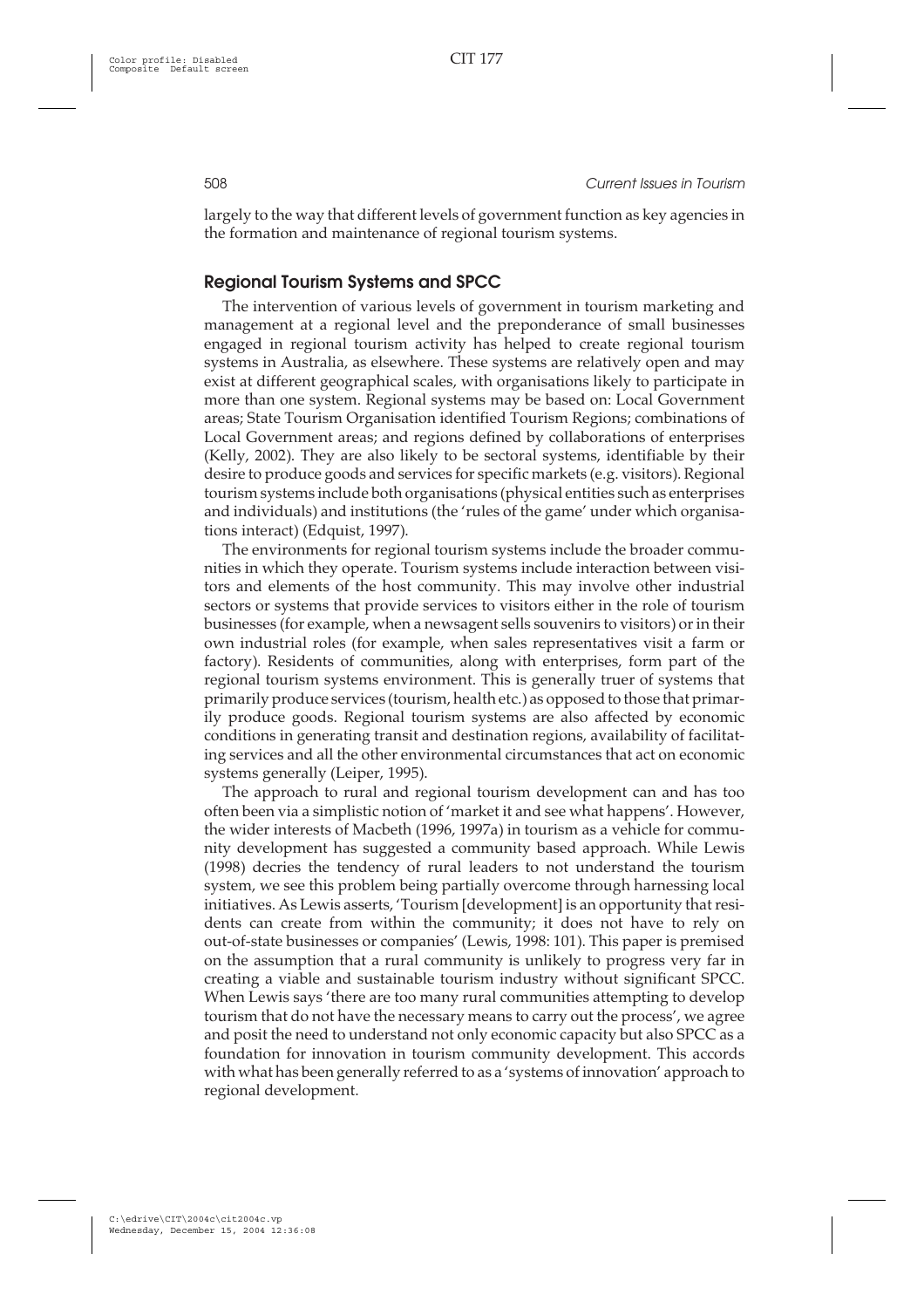largely to the way that different levels of government function as key agencies in the formation and maintenance of regional tourism systems.

## Regional Tourism Systems and SPCC

The intervention of various levels of government in tourism marketing and management at a regional level and the preponderance of small businesses engaged in regional tourism activity has helped to create regional tourism systems in Australia, as elsewhere. These systems are relatively open and may exist at different geographical scales, with organisations likely to participate in more than one system. Regional systems may be based on: Local Government areas; State Tourism Organisation identified Tourism Regions; combinations of Local Government areas; and regions defined by collaborations of enterprises (Kelly, 2002). They are also likely to be sectoral systems, identifiable by their desire to produce goods and services for specific markets (e.g. visitors). Regional tourism systems include both organisations (physical entities such as enterprises and individuals) and institutions (the 'rules of the game' under which organisations interact) (Edquist, 1997).

The environments for regional tourism systems include the broader communities in which they operate. Tourism systems include interaction between visitors and elements of the host community. This may involve other industrial sectors or systems that provide services to visitors either in the role of tourism businesses (for example, when a newsagent sells souvenirs to visitors) or in their own industrial roles (for example, when sales representatives visit a farm or factory). Residents of communities, along with enterprises, form part of the regional tourism systems environment. This is generally truer of systems that primarily produce services (tourism, health etc.) as opposed to those that primarily produce goods. Regional tourism systems are also affected by economic conditions in generating transit and destination regions, availability of facilitating services and all the other environmental circumstances that act on economic systems generally (Leiper, 1995).

The approach to rural and regional tourism development can and has too often been via a simplistic notion of 'market it and see what happens'. However, the wider interests of Macbeth (1996, 1997a) in tourism as a vehicle for community development has suggested a community based approach. While Lewis (1998) decries the tendency of rural leaders to not understand the tourism system, we see this problem being partially overcome through harnessing local initiatives. As Lewis asserts, 'Tourism [development] is an opportunity that residents can create from within the community; it does not have to rely on out-of-state businesses or companies' (Lewis, 1998: 101). This paper is premised on the assumption that a rural community is unlikely to progress very far in creating a viable and sustainable tourism industry without significant SPCC. When Lewis says 'there are too many rural communities attempting to develop tourism that do not have the necessary means to carry out the process', we agree and posit the need to understand not only economic capacity but also SPCC as a foundation for innovation in tourism community development. This accords with what has been generally referred to as a 'systems of innovation' approach to regional development.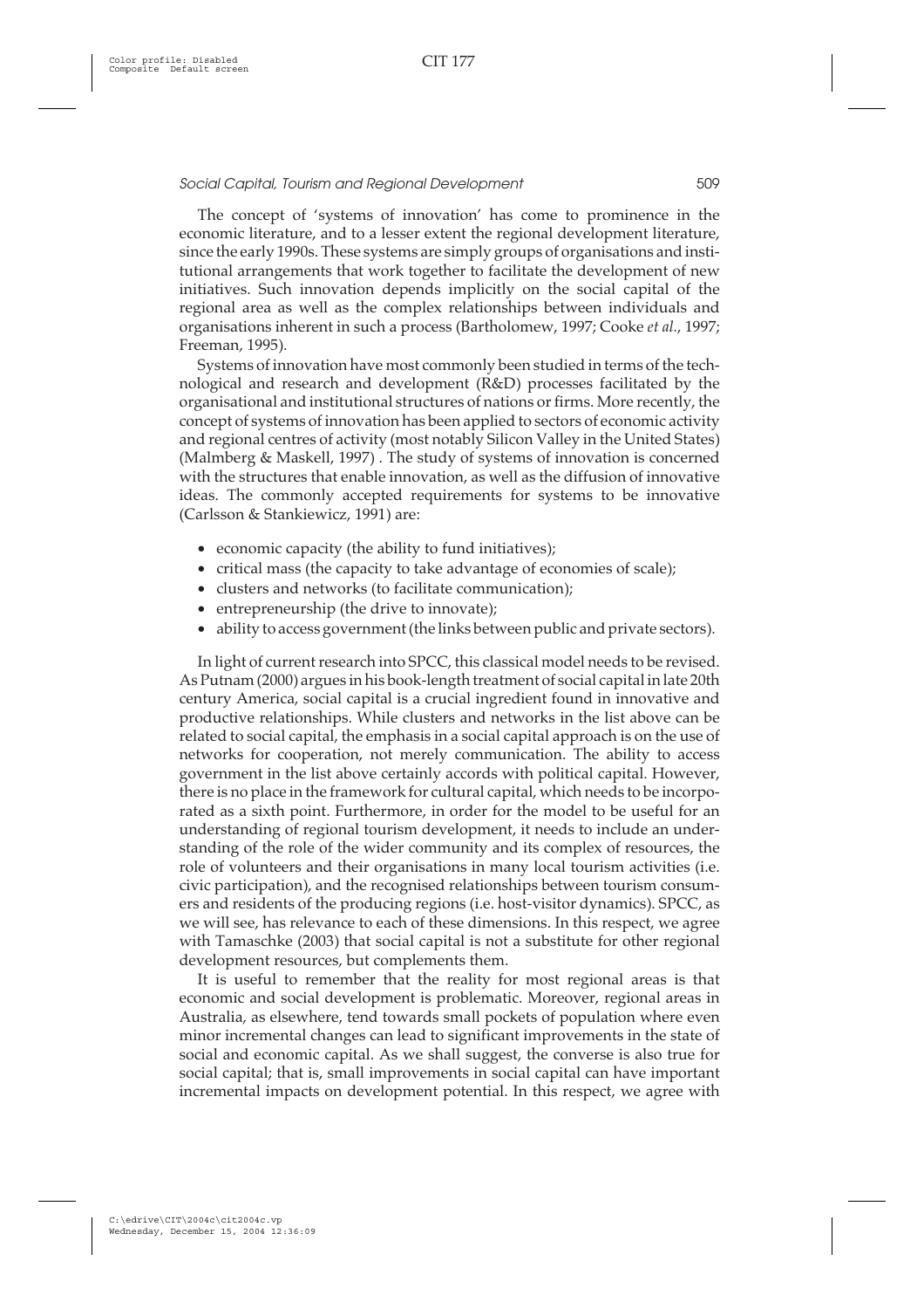The concept of 'systems of innovation' has come to prominence in the economic literature, and to a lesser extent the regional development literature, since the early 1990s. These systems are simply groups of organisations and institutional arrangements that work together to facilitate the development of new initiatives. Such innovation depends implicitly on the social capital of the regional area as well as the complex relationships between individuals and organisations inherent in such a process (Bartholomew, 1997; Cooke *et al.*, 1997; Freeman, 1995).

Systems of innovation have most commonly been studied in terms of the technological and research and development (R&D) processes facilitated by the organisational and institutional structures of nations or firms. More recently, the concept of systems of innovation has been applied to sectors of economic activity and regional centres of activity (most notably Silicon Valley in the United States) (Malmberg & Maskell, 1997) . The study of systems of innovation is concerned with the structures that enable innovation, as well as the diffusion of innovative ideas. The commonly accepted requirements for systems to be innovative (Carlsson & Stankiewicz, 1991) are:

- economic capacity (the ability to fund initiatives);
- critical mass (the capacity to take advantage of economies of scale);
- clusters and networks (to facilitate communication);
- entrepreneurship (the drive to innovate);
- ability to access government (the links between public and private sectors).

In light of current research into SPCC, this classical model needs to be revised. As Putnam (2000) argues in his book-length treatment of social capital in late 20th century America, social capital is a crucial ingredient found in innovative and productive relationships. While clusters and networks in the list above can be related to social capital, the emphasis in a social capital approach is on the use of networks for cooperation, not merely communication. The ability to access government in the list above certainly accords with political capital. However, there is no place in the framework for cultural capital, which needs to be incorporated as a sixth point. Furthermore, in order for the model to be useful for an understanding of regional tourism development, it needs to include an understanding of the role of the wider community and its complex of resources, the role of volunteers and their organisations in many local tourism activities (i.e. civic participation), and the recognised relationships between tourism consumers and residents of the producing regions (i.e. host-visitor dynamics). SPCC, as we will see, has relevance to each of these dimensions. In this respect, we agree with Tamaschke (2003) that social capital is not a substitute for other regional development resources, but complements them.

It is useful to remember that the reality for most regional areas is that economic and social development is problematic. Moreover, regional areas in Australia, as elsewhere, tend towards small pockets of population where even minor incremental changes can lead to significant improvements in the state of social and economic capital. As we shall suggest, the converse is also true for social capital; that is, small improvements in social capital can have important incremental impacts on development potential. In this respect, we agree with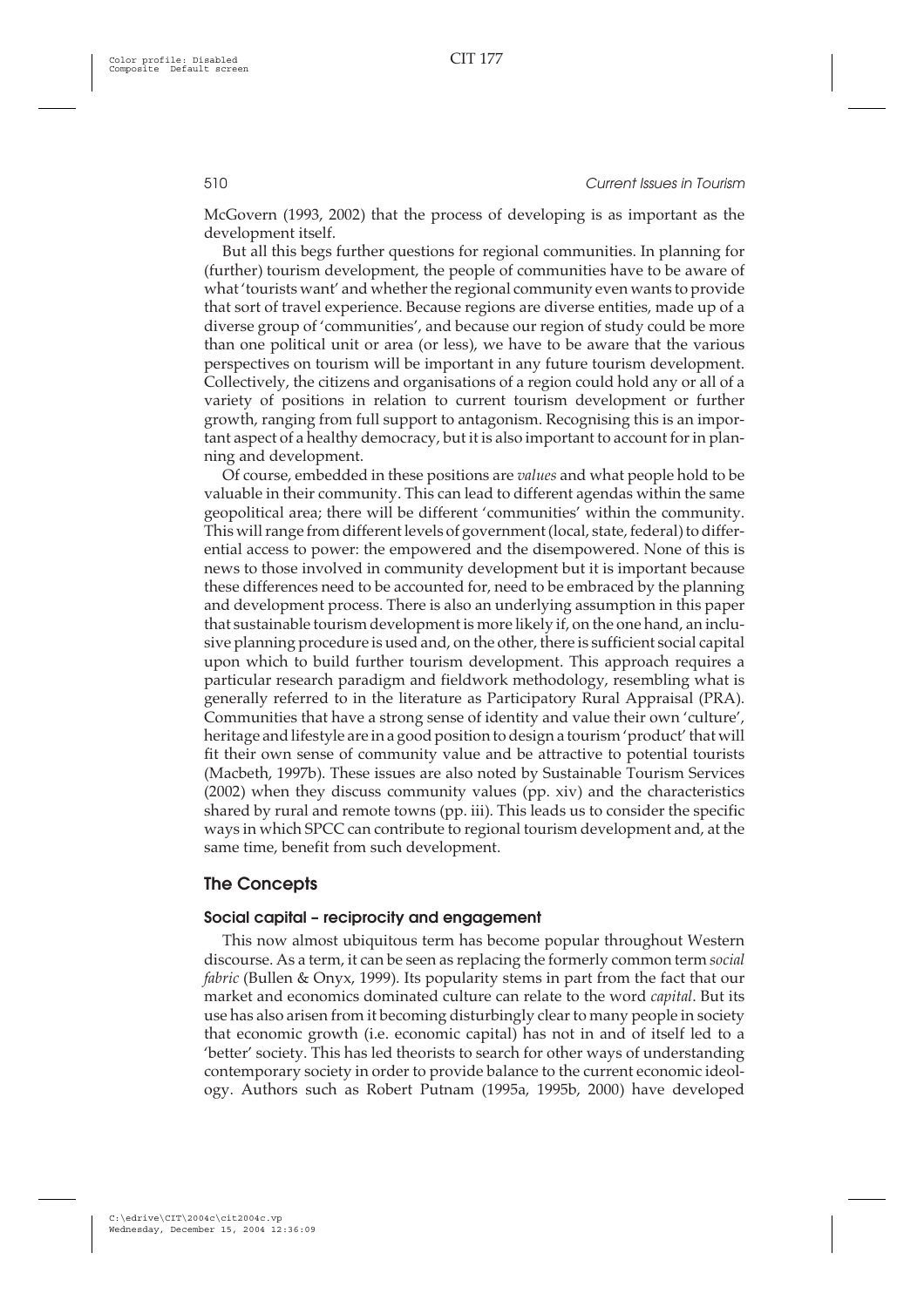McGovern (1993, 2002) that the process of developing is as important as the development itself.

But all this begs further questions for regional communities. In planning for (further) tourism development, the people of communities have to be aware of what 'tourists want' and whether the regional community even wants to provide that sort of travel experience. Because regions are diverse entities, made up of a diverse group of 'communities', and because our region of study could be more than one political unit or area (or less), we have to be aware that the various perspectives on tourism will be important in any future tourism development. Collectively, the citizens and organisations of a region could hold any or all of a variety of positions in relation to current tourism development or further growth, ranging from full support to antagonism. Recognising this is an important aspect of a healthy democracy, but it is also important to account for in planning and development.

Of course, embedded in these positions are *values* and what people hold to be valuable in their community. This can lead to different agendas within the same geopolitical area; there will be different 'communities' within the community. This will range from different levels of government (local, state, federal) to differential access to power: the empowered and the disempowered. None of this is news to those involved in community development but it is important because these differences need to be accounted for, need to be embraced by the planning and development process. There is also an underlying assumption in this paper that sustainable tourism development is more likely if, on the one hand, an inclusive planning procedure is used and, on the other, there is sufficient social capital upon which to build further tourism development. This approach requires a particular research paradigm and fieldwork methodology, resembling what is generally referred to in the literature as Participatory Rural Appraisal (PRA). Communities that have a strong sense of identity and value their own 'culture', heritage and lifestyle are in a good position to design a tourism 'product' that will fit their own sense of community value and be attractive to potential tourists (Macbeth, 1997b). These issues are also noted by Sustainable Tourism Services (2002) when they discuss community values (pp. xiv) and the characteristics shared by rural and remote towns (pp. iii). This leads us to consider the specific ways in which SPCC can contribute to regional tourism development and, at the same time, benefit from such development.

## The Concepts

### Social capital – reciprocity and engagement

This now almost ubiquitous term has become popular throughout Western discourse. As a term, it can be seen as replacing the formerly common term *social fabric* (Bullen & Onyx, 1999). Its popularity stems in part from the fact that our market and economics dominated culture can relate to the word *capital*. But its use has also arisen from it becoming disturbingly clear to many people in society that economic growth (i.e. economic capital) has not in and of itself led to a 'better' society. This has led theorists to search for other ways of understanding contemporary society in order to provide balance to the current economic ideology. Authors such as Robert Putnam (1995a, 1995b, 2000) have developed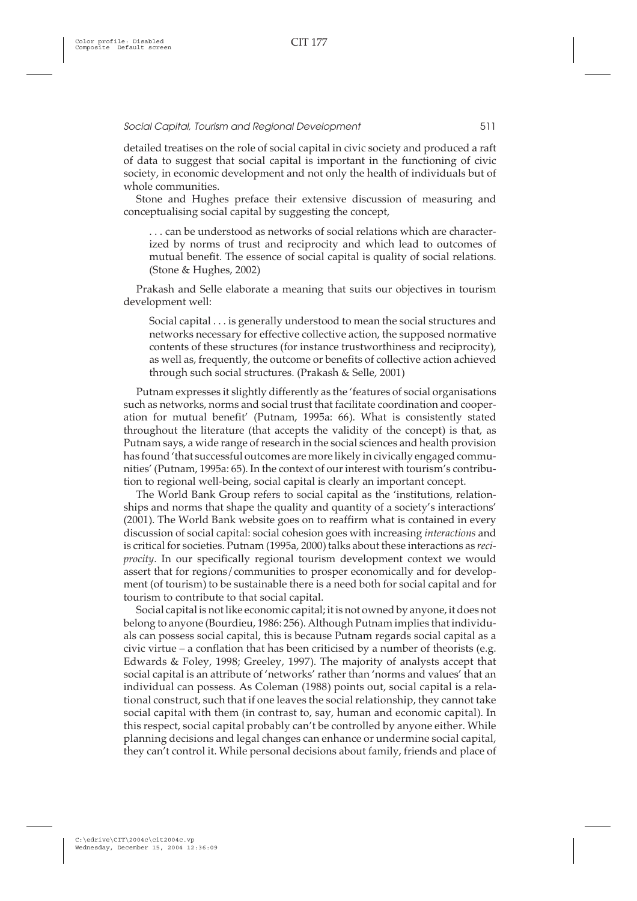detailed treatises on the role of social capital in civic society and produced a raft of data to suggest that social capital is important in the functioning of civic society, in economic development and not only the health of individuals but of whole communities.

Stone and Hughes preface their extensive discussion of measuring and conceptualising social capital by suggesting the concept,

> . . . can be understood as networks of social relations which are characterized by norms of trust and reciprocity and which lead to outcomes of mutual benefit. The essence of social capital is quality of social relations. (Stone & Hughes, 2002)

Prakash and Selle elaborate a meaning that suits our objectives in tourism development well:

> Social capital . . . is generally understood to mean the social structures and networks necessary for effective collective action, the supposed normative contents of these structures (for instance trustworthiness and reciprocity), as well as, frequently, the outcome or benefits of collective action achieved through such social structures. (Prakash & Selle, 2001)

Putnam expresses it slightly differently as the 'features of social organisations such as networks, norms and social trust that facilitate coordination and cooperation for mutual benefit' (Putnam, 1995a: 66). What is consistently stated throughout the literature (that accepts the validity of the concept) is that, as Putnam says, a wide range of research in the social sciences and health provision has found 'that successful outcomes are more likely in civically engaged communities' (Putnam, 1995a: 65). In the context of our interest with tourism's contribution to regional well-being, social capital is clearly an important concept.

The World Bank Group refers to social capital as the 'institutions, relationships and norms that shape the quality and quantity of a society's interactions' (2001). The World Bank website goes on to reaffirm what is contained in every discussion of social capital: social cohesion goes with increasing *interactions* and is critical for societies. Putnam (1995a, 2000) talks about these interactions as *reciprocity*. In our specifically regional tourism development context we would assert that for regions/communities to prosper economically and for development (of tourism) to be sustainable there is a need both for social capital and for tourism to contribute to that social capital.

Social capital is not like economic capital; it is not owned by anyone, it does not belong to anyone (Bourdieu, 1986: 256). Although Putnam implies that individuals can possess social capital, this is because Putnam regards social capital as a civic virtue – a conflation that has been criticised by a number of theorists (e.g. Edwards & Foley, 1998; Greeley, 1997). The majority of analysts accept that social capital is an attribute of 'networks' rather than 'norms and values' that an individual can possess. As Coleman (1988) points out, social capital is a relational construct, such that if one leaves the social relationship, they cannot take social capital with them (in contrast to, say, human and economic capital). In this respect, social capital probably can't be controlled by anyone either. While planning decisions and legal changes can enhance or undermine social capital, they can't control it. While personal decisions about family, friends and place of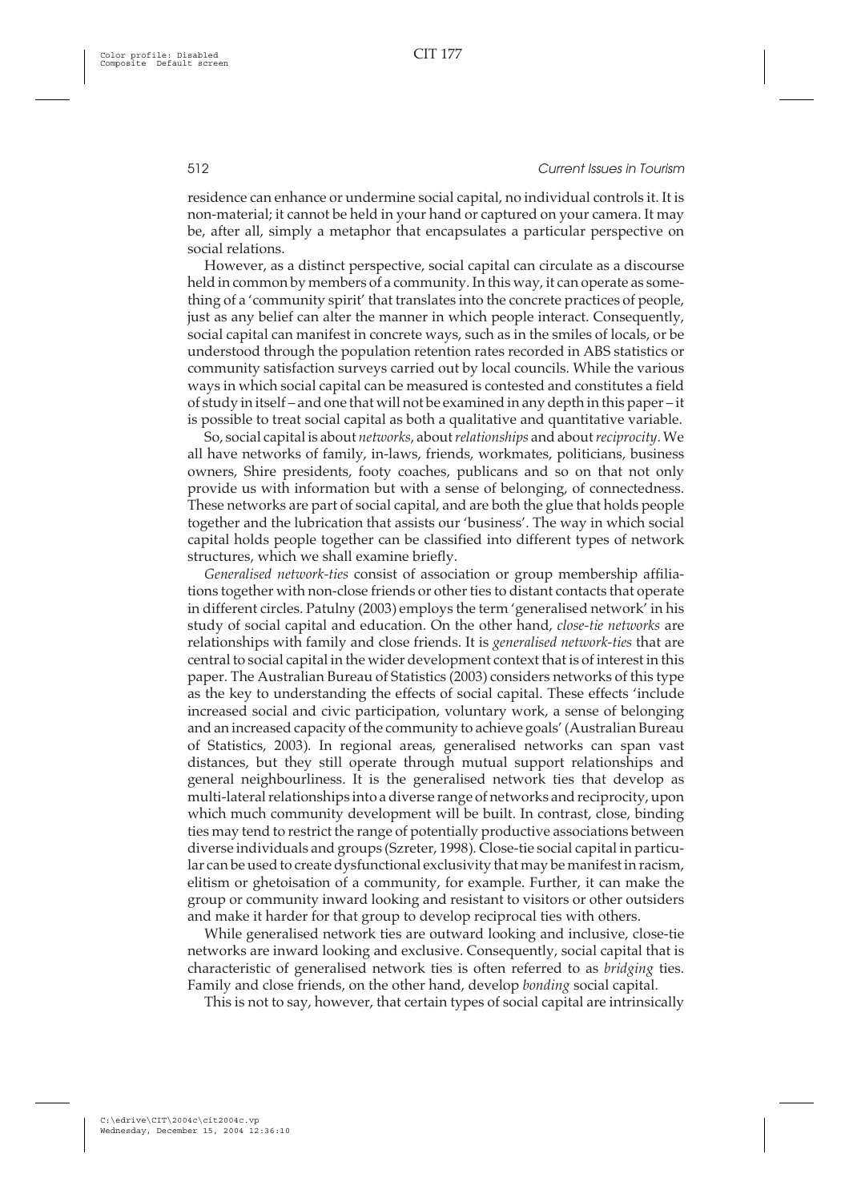residence can enhance or undermine social capital, no individual controls it. It is non-material; it cannot be held in your hand or captured on your camera. It may be, after all, simply a metaphor that encapsulates a particular perspective on social relations.

However, as a distinct perspective, social capital can circulate as a discourse held in common by members of a community. In this way, it can operate as something of a 'community spirit' that translates into the concrete practices of people, just as any belief can alter the manner in which people interact. Consequently, social capital can manifest in concrete ways, such as in the smiles of locals, or be understood through the population retention rates recorded in ABS statistics or community satisfaction surveys carried out by local councils. While the various ways in which social capital can be measured is contested and constitutes a field of study in itself – and one that will not be examined in any depth in this paper – it is possible to treat social capital as both a qualitative and quantitative variable.

So, social capital is about *networks*, about *relationships* and about *reciprocity*. We all have networks of family, in-laws, friends, workmates, politicians, business owners, Shire presidents, footy coaches, publicans and so on that not only provide us with information but with a sense of belonging, of connectedness. These networks are part of social capital, and are both the glue that holds people together and the lubrication that assists our 'business'. The way in which social capital holds people together can be classified into different types of network structures, which we shall examine briefly.

*Generalised network-ties* consist of association or group membership affiliations together with non-close friends or other ties to distant contacts that operate in different circles. Patulny (2003) employs the term 'generalised network' in his study of social capital and education. On the other hand, *close-tie networks* are relationships with family and close friends. It is *generalised network-ties* that are central to social capital in the wider development context that is of interest in this paper. The Australian Bureau of Statistics (2003) considers networks of this type as the key to understanding the effects of social capital. These effects 'include increased social and civic participation, voluntary work, a sense of belonging and an increased capacity of the community to achieve goals' (Australian Bureau of Statistics, 2003). In regional areas, generalised networks can span vast distances, but they still operate through mutual support relationships and general neighbourliness. It is the generalised network ties that develop as multi-lateral relationships into a diverse range of networks and reciprocity, upon which much community development will be built. In contrast, close, binding ties may tend to restrict the range of potentially productive associations between diverse individuals and groups (Szreter, 1998). Close-tie social capital in particular can be used to create dysfunctional exclusivity that may be manifest in racism, elitism or ghetoisation of a community, for example. Further, it can make the group or community inward looking and resistant to visitors or other outsiders and make it harder for that group to develop reciprocal ties with others.

While generalised network ties are outward looking and inclusive, close-tie networks are inward looking and exclusive. Consequently, social capital that is characteristic of generalised network ties is often referred to as *bridging* ties. Family and close friends, on the other hand, develop *bonding* social capital.

This is not to say, however, that certain types of social capital are intrinsically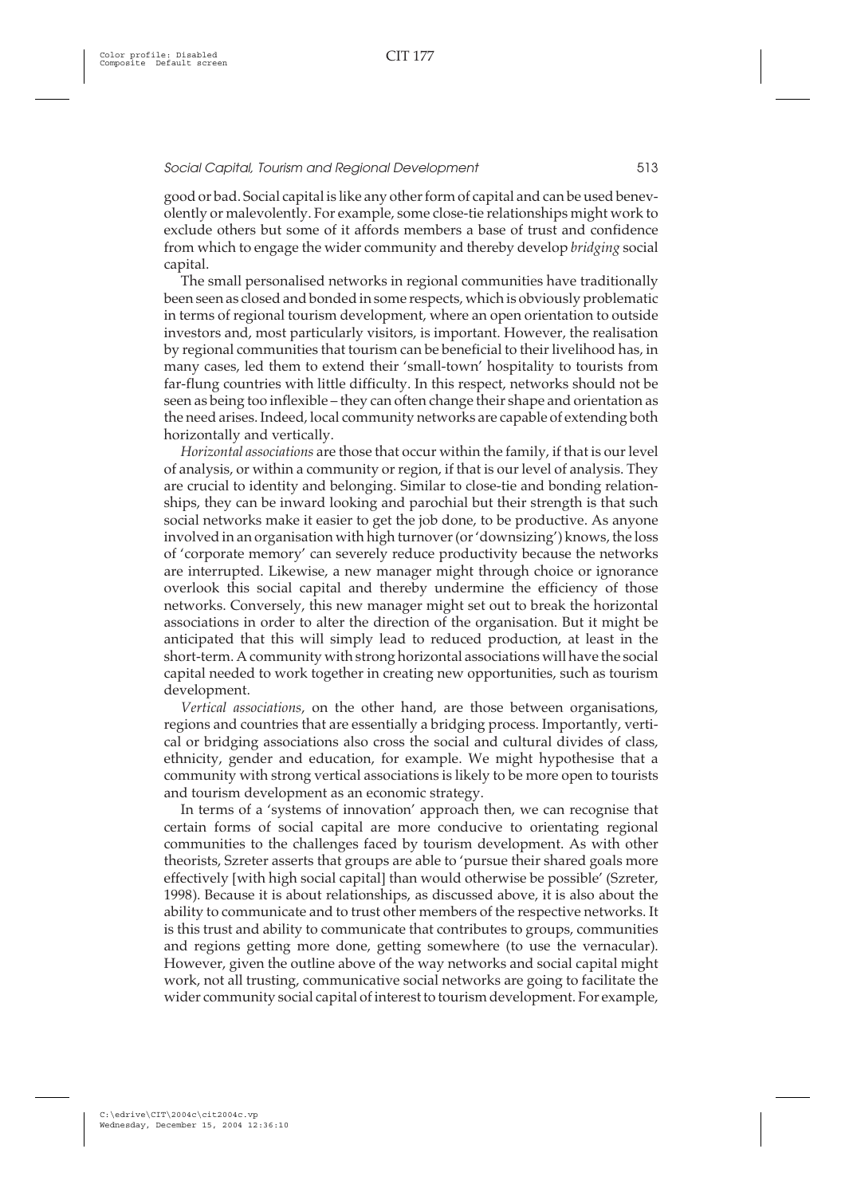good or bad. Social capital is like any other form of capital and can be used benevolently or malevolently. For example, some close-tie relationships might work to exclude others but some of it affords members a base of trust and confidence from which to engage the wider community and thereby develop *bridging* social capital.

The small personalised networks in regional communities have traditionally been seen as closed and bonded in some respects, which is obviously problematic in terms of regional tourism development, where an open orientation to outside investors and, most particularly visitors, is important. However, the realisation by regional communities that tourism can be beneficial to their livelihood has, in many cases, led them to extend their 'small-town' hospitality to tourists from far-flung countries with little difficulty. In this respect, networks should not be seen as being too inflexible – they can often change their shape and orientation as the need arises. Indeed, local community networks are capable of extending both horizontally and vertically.

*Horizontal associations* are those that occur within the family, if that is our level of analysis, or within a community or region, if that is our level of analysis. They are crucial to identity and belonging. Similar to close-tie and bonding relationships, they can be inward looking and parochial but their strength is that such social networks make it easier to get the job done, to be productive. As anyone involved in an organisation with high turnover (or 'downsizing') knows, the loss of 'corporate memory' can severely reduce productivity because the networks are interrupted. Likewise, a new manager might through choice or ignorance overlook this social capital and thereby undermine the efficiency of those networks. Conversely, this new manager might set out to break the horizontal associations in order to alter the direction of the organisation. But it might be anticipated that this will simply lead to reduced production, at least in the short-term. A community with strong horizontal associations will have the social capital needed to work together in creating new opportunities, such as tourism development.

*Vertical associations*, on the other hand, are those between organisations, regions and countries that are essentially a bridging process. Importantly, vertical or bridging associations also cross the social and cultural divides of class, ethnicity, gender and education, for example. We might hypothesise that a community with strong vertical associations is likely to be more open to tourists and tourism development as an economic strategy.

In terms of a 'systems of innovation' approach then, we can recognise that certain forms of social capital are more conducive to orientating regional communities to the challenges faced by tourism development. As with other theorists, Szreter asserts that groups are able to 'pursue their shared goals more effectively [with high social capital] than would otherwise be possible' (Szreter, 1998). Because it is about relationships, as discussed above, it is also about the ability to communicate and to trust other members of the respective networks. It is this trust and ability to communicate that contributes to groups, communities and regions getting more done, getting somewhere (to use the vernacular). However, given the outline above of the way networks and social capital might work, not all trusting, communicative social networks are going to facilitate the wider community social capital of interest to tourism development. For example,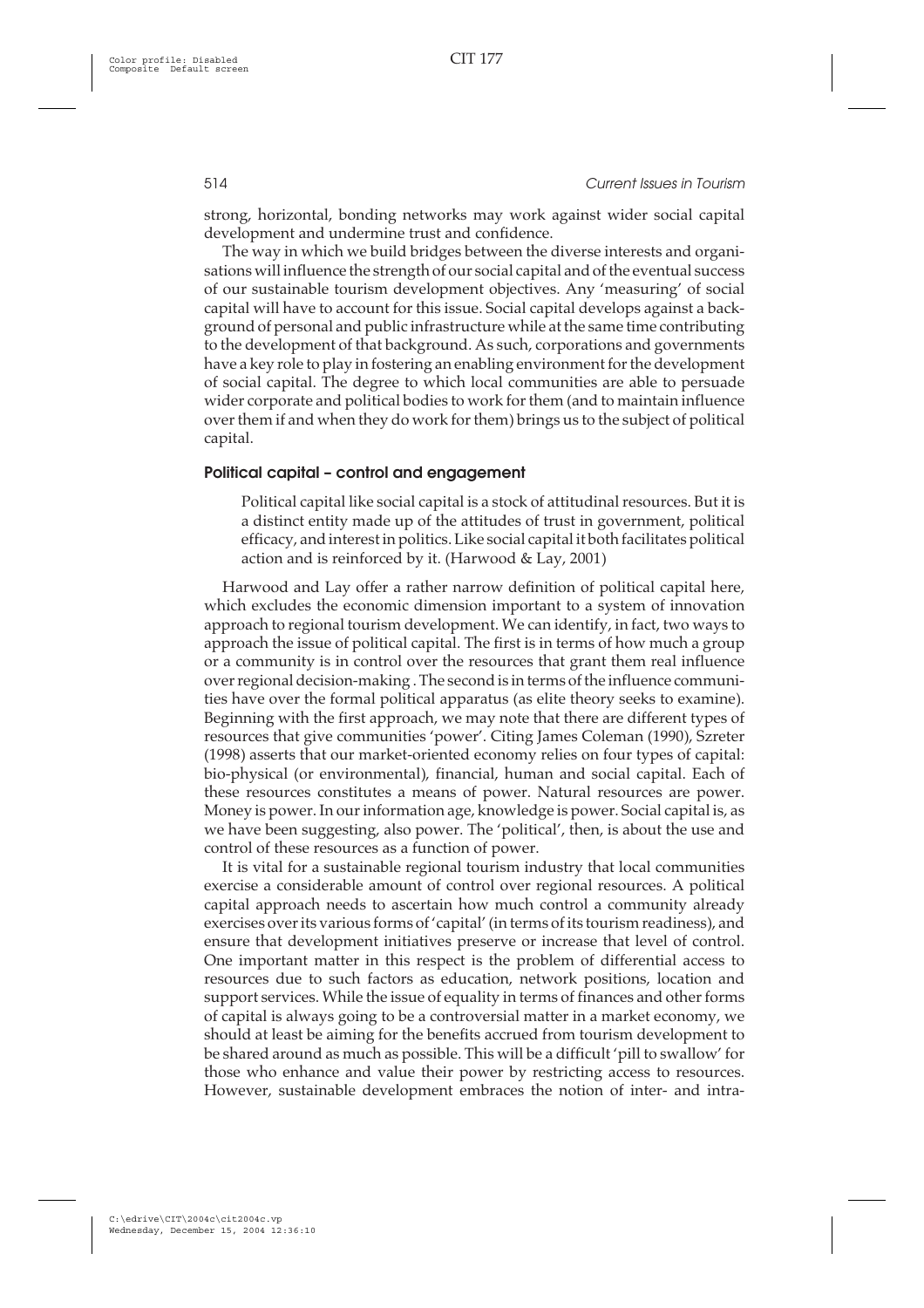strong, horizontal, bonding networks may work against wider social capital development and undermine trust and confidence.

The way in which we build bridges between the diverse interests and organisations will influence the strength of our social capital and of the eventual success of our sustainable tourism development objectives. Any 'measuring' of social capital will have to account for this issue. Social capital develops against a background of personal and public infrastructure while at the same time contributing to the development of that background. As such, corporations and governments have a key role to play in fostering an enabling environment for the development of social capital. The degree to which local communities are able to persuade wider corporate and political bodies to work for them (and to maintain influence over them if and when they do work for them) brings us to the subject of political capital.

### Political capital – control and engagement

> Political capital like social capital is a stock of attitudinal resources. But it is a distinct entity made up of the attitudes of trust in government, political efficacy, and interest in politics. Like social capital it both facilitates political action and is reinforced by it. (Harwood & Lay, 2001)

Harwood and Lay offer a rather narrow definition of political capital here, which excludes the economic dimension important to a system of innovation approach to regional tourism development. We can identify, in fact, two ways to approach the issue of political capital. The first is in terms of how much a group or a community is in control over the resources that grant them real influence over regional decision-making . The second is in terms of the influence communities have over the formal political apparatus (as elite theory seeks to examine). Beginning with the first approach, we may note that there are different types of resources that give communities 'power'. Citing James Coleman (1990), Szreter (1998) asserts that our market-oriented economy relies on four types of capital: bio-physical (or environmental), financial, human and social capital. Each of these resources constitutes a means of power. Natural resources are power. Money is power. In our information age, knowledge is power. Social capital is, as we have been suggesting, also power. The 'political', then, is about the use and control of these resources as a function of power.

It is vital for a sustainable regional tourism industry that local communities exercise a considerable amount of control over regional resources. A political capital approach needs to ascertain how much control a community already exercises over its various forms of 'capital' (in terms of its tourism readiness), and ensure that development initiatives preserve or increase that level of control. One important matter in this respect is the problem of differential access to resources due to such factors as education, network positions, location and support services. While the issue of equality in terms of finances and other forms of capital is always going to be a controversial matter in a market economy, we should at least be aiming for the benefits accrued from tourism development to be shared around as much as possible. This will be a difficult 'pill to swallow' for those who enhance and value their power by restricting access to resources. However, sustainable development embraces the notion of inter- and intra-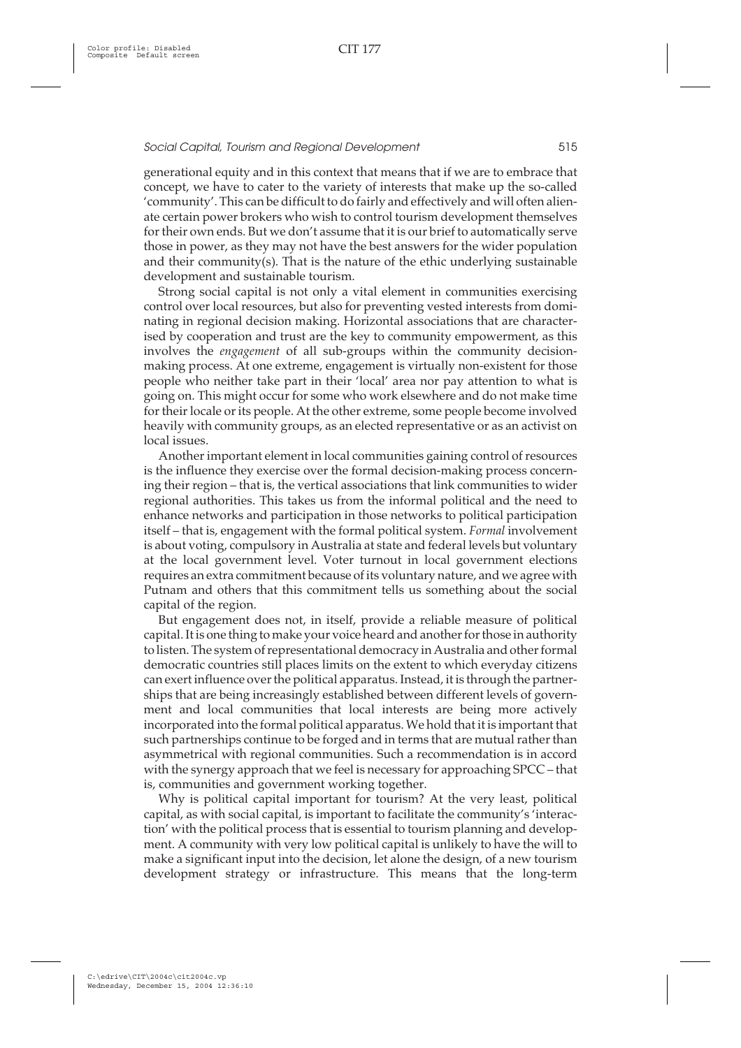generational equity and in this context that means that if we are to embrace that concept, we have to cater to the variety of interests that make up the so-called 'community'. This can be difficult to do fairly and effectively and will often alienate certain power brokers who wish to control tourism development themselves for their own ends. But we don't assume that it is our brief to automatically serve those in power, as they may not have the best answers for the wider population and their community(s). That is the nature of the ethic underlying sustainable development and sustainable tourism.

Strong social capital is not only a vital element in communities exercising control over local resources, but also for preventing vested interests from dominating in regional decision making. Horizontal associations that are characterised by cooperation and trust are the key to community empowerment, as this involves the *engagement* of all sub-groups within the community decision-making process. At one extreme, engagement is virtually non-existent for those people who neither take part in their 'local' area nor pay attention to what is going on. This might occur for some who work elsewhere and do not make time for their locale or its people. At the other extreme, some people become involved heavily with community groups, as an elected representative or as an activist on local issues.

Another important element in local communities gaining control of resources is the influence they exercise over the formal decision-making process concerning their region – that is, the vertical associations that link communities to wider regional authorities. This takes us from the informal political and the need to enhance networks and participation in those networks to political participation itself – that is, engagement with the formal political system. *Formal* involvement is about voting, compulsory in Australia at state and federal levels but voluntary at the local government level. Voter turnout in local government elections requires an extra commitment because of its voluntary nature, and we agree with Putnam and others that this commitment tells us something about the social capital of the region.

But engagement does not, in itself, provide a reliable measure of political capital. It is one thing to make your voice heard and another for those in authority to listen. The system of representational democracy in Australia and other formal democratic countries still places limits on the extent to which everyday citizens can exert influence over the political apparatus. Instead, it is through the partnerships that are being increasingly established between different levels of government and local communities that local interests are being more actively incorporated into the formal political apparatus. We hold that it is important that such partnerships continue to be forged and in terms that are mutual rather than asymmetrical with regional communities. Such a recommendation is in accord with the synergy approach that we feel is necessary for approaching SPCC – that is, communities and government working together.

Why is political capital important for tourism? At the very least, political capital, as with social capital, is important to facilitate the community's 'interaction' with the political process that is essential to tourism planning and development. A community with very low political capital is unlikely to have the will to make a significant input into the decision, let alone the design, of a new tourism development strategy or infrastructure. This means that the long-term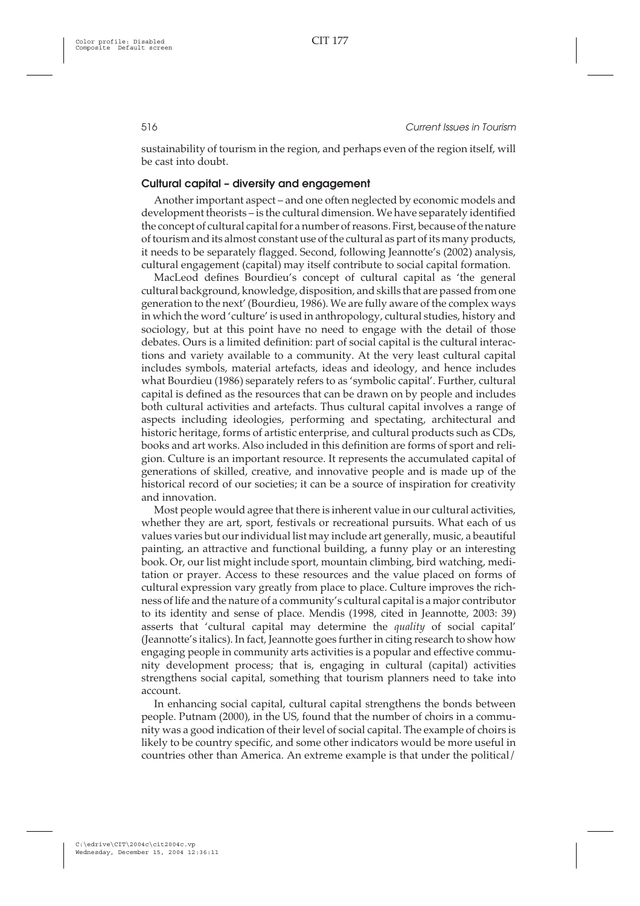sustainability of tourism in the region, and perhaps even of the region itself, will be cast into doubt.

### Cultural capital – diversity and engagement

Another important aspect – and one often neglected by economic models and development theorists – is the cultural dimension. We have separately identified the concept of cultural capital for a number of reasons. First, because of the nature of tourism and its almost constant use of the cultural as part of its many products, it needs to be separately flagged. Second, following Jeannotte's (2002) analysis, cultural engagement (capital) may itself contribute to social capital formation.

MacLeod defines Bourdieu's concept of cultural capital as 'the general cultural background, knowledge, disposition, and skills that are passed from one generation to the next' (Bourdieu, 1986). We are fully aware of the complex ways in which the word 'culture' is used in anthropology, cultural studies, history and sociology, but at this point have no need to engage with the detail of those debates. Ours is a limited definition: part of social capital is the cultural interactions and variety available to a community. At the very least cultural capital includes symbols, material artefacts, ideas and ideology, and hence includes what Bourdieu (1986) separately refers to as 'symbolic capital'. Further, cultural capital is defined as the resources that can be drawn on by people and includes both cultural activities and artefacts. Thus cultural capital involves a range of aspects including ideologies, performing and spectating, architectural and historic heritage, forms of artistic enterprise, and cultural products such as CDs, books and art works. Also included in this definition are forms of sport and religion. Culture is an important resource. It represents the accumulated capital of generations of skilled, creative, and innovative people and is made up of the historical record of our societies; it can be a source of inspiration for creativity and innovation.

Most people would agree that there is inherent value in our cultural activities, whether they are art, sport, festivals or recreational pursuits. What each of us values varies but our individual list may include art generally, music, a beautiful painting, an attractive and functional building, a funny play or an interesting book. Or, our list might include sport, mountain climbing, bird watching, meditation or prayer. Access to these resources and the value placed on forms of cultural expression vary greatly from place to place. Culture improves the richness of life and the nature of a community's cultural capital is a major contributor to its identity and sense of place. Mendis (1998, cited in Jeannotte, 2003: 39) asserts that 'cultural capital may determine the *quality* of social capital' (Jeannotte's italics). In fact, Jeannotte goes further in citing research to show how engaging people in community arts activities is a popular and effective community development process; that is, engaging in cultural (capital) activities strengthens social capital, something that tourism planners need to take into account.

In enhancing social capital, cultural capital strengthens the bonds between people. Putnam (2000), in the US, found that the number of choirs in a community was a good indication of their level of social capital. The example of choirs is likely to be country specific, and some other indicators would be more useful in countries other than America. An extreme example is that under the political/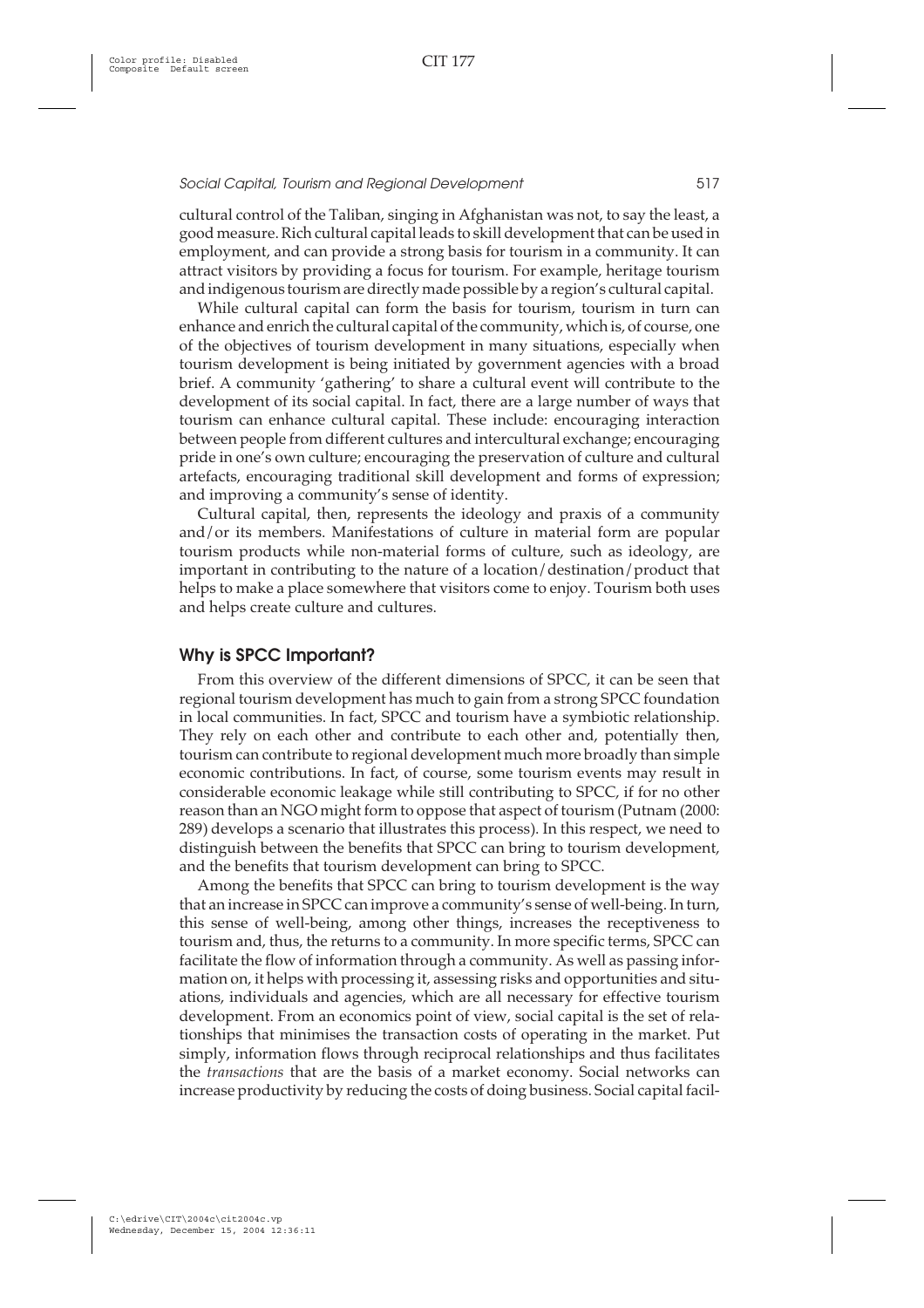cultural control of the Taliban, singing in Afghanistan was not, to say the least, a good measure. Rich cultural capital leads to skill development that can be used in employment, and can provide a strong basis for tourism in a community. It can attract visitors by providing a focus for tourism. For example, heritage tourism and indigenous tourism are directly made possible by a region's cultural capital.

While cultural capital can form the basis for tourism, tourism in turn can enhance and enrich the cultural capital of the community, which is, of course, one of the objectives of tourism development in many situations, especially when tourism development is being initiated by government agencies with a broad brief. A community 'gathering' to share a cultural event will contribute to the development of its social capital. In fact, there are a large number of ways that tourism can enhance cultural capital. These include: encouraging interaction between people from different cultures and intercultural exchange; encouraging pride in one's own culture; encouraging the preservation of culture and cultural artefacts, encouraging traditional skill development and forms of expression; and improving a community's sense of identity.

Cultural capital, then, represents the ideology and praxis of a community and/or its members. Manifestations of culture in material form are popular tourism products while non-material forms of culture, such as ideology, are important in contributing to the nature of a location/destination/product that helps to make a place somewhere that visitors come to enjoy. Tourism both uses and helps create culture and cultures.

## Why is SPCC Important?

From this overview of the different dimensions of SPCC, it can be seen that regional tourism development has much to gain from a strong SPCC foundation in local communities. In fact, SPCC and tourism have a symbiotic relationship. They rely on each other and contribute to each other and, potentially then, tourism can contribute to regional development much more broadly than simple economic contributions. In fact, of course, some tourism events may result in considerable economic leakage while still contributing to SPCC, if for no other reason than an NGO might form to oppose that aspect of tourism (Putnam (2000: 289) develops a scenario that illustrates this process). In this respect, we need to distinguish between the benefits that SPCC can bring to tourism development, and the benefits that tourism development can bring to SPCC.

Among the benefits that SPCC can bring to tourism development is the way that an increase in SPCC can improve a community's sense of well-being. In turn, this sense of well-being, among other things, increases the receptiveness to tourism and, thus, the returns to a community. In more specific terms, SPCC can facilitate the flow of information through a community. As well as passing information on, it helps with processing it, assessing risks and opportunities and situations, individuals and agencies, which are all necessary for effective tourism development. From an economics point of view, social capital is the set of relationships that minimises the transaction costs of operating in the market. Put simply, information flows through reciprocal relationships and thus facilitates the *transactions* that are the basis of a market economy. Social networks can increase productivity by reducing the costs of doing business. Social capital facil-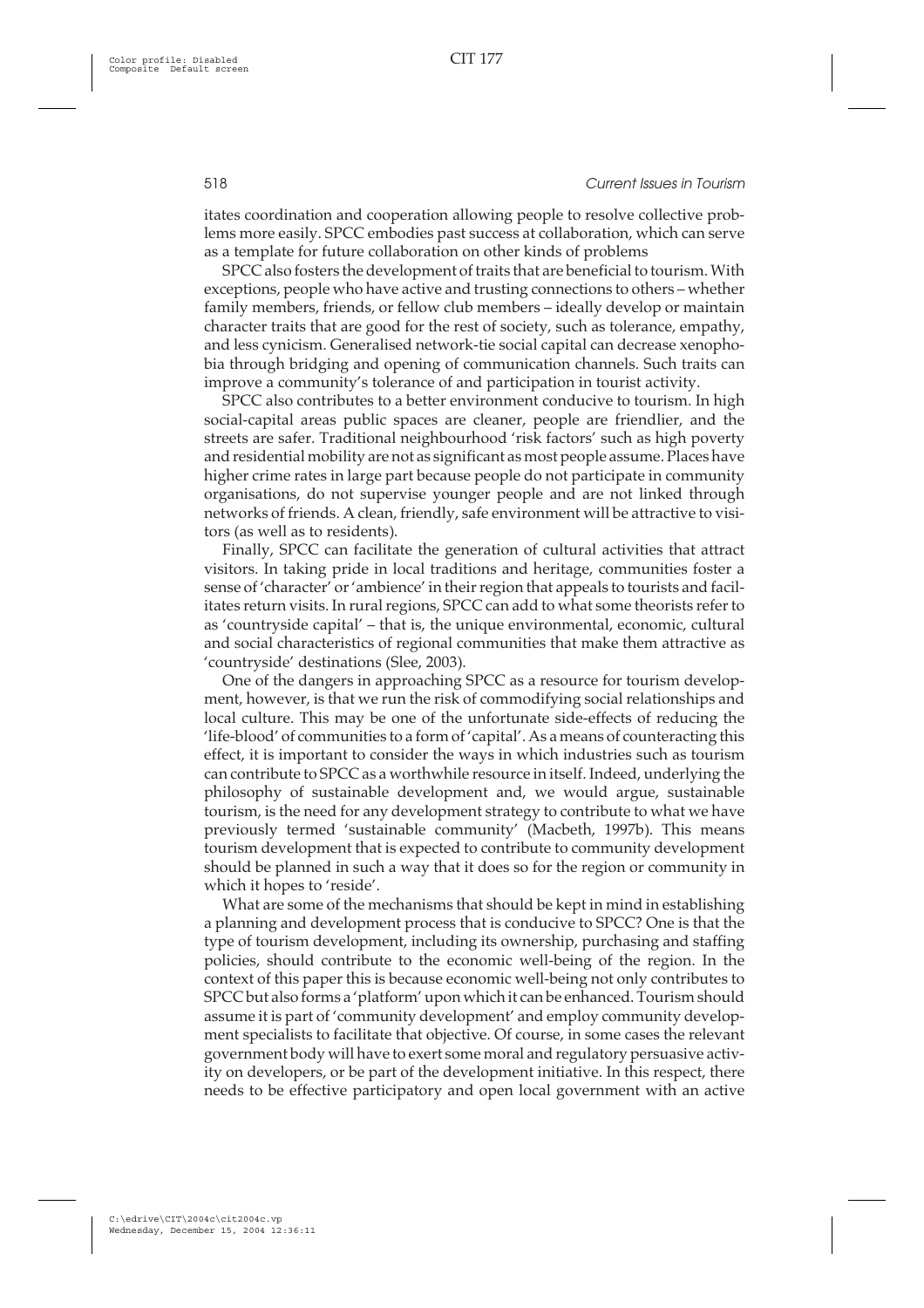itates coordination and cooperation allowing people to resolve collective problems more easily. SPCC embodies past success at collaboration, which can serve as a template for future collaboration on other kinds of problems

SPCC also fosters the development of traits that are beneficial to tourism. With exceptions, people who have active and trusting connections to others – whether family members, friends, or fellow club members – ideally develop or maintain character traits that are good for the rest of society, such as tolerance, empathy, and less cynicism. Generalised network-tie social capital can decrease xenophobia through bridging and opening of communication channels. Such traits can improve a community's tolerance of and participation in tourist activity.

SPCC also contributes to a better environment conducive to tourism. In high social-capital areas public spaces are cleaner, people are friendlier, and the streets are safer. Traditional neighbourhood 'risk factors' such as high poverty and residential mobility are not as significant as most people assume. Places have higher crime rates in large part because people do not participate in community organisations, do not supervise younger people and are not linked through networks of friends. A clean, friendly, safe environment will be attractive to visitors (as well as to residents).

Finally, SPCC can facilitate the generation of cultural activities that attract visitors. In taking pride in local traditions and heritage, communities foster a sense of 'character' or 'ambience' in their region that appeals to tourists and facilitates return visits. In rural regions, SPCC can add to what some theorists refer to as 'countryside capital' – that is, the unique environmental, economic, cultural and social characteristics of regional communities that make them attractive as 'countryside' destinations (Slee, 2003).

One of the dangers in approaching SPCC as a resource for tourism development, however, is that we run the risk of commodifying social relationships and local culture. This may be one of the unfortunate side-effects of reducing the 'life-blood' of communities to a form of 'capital'. As a means of counteracting this effect, it is important to consider the ways in which industries such as tourism can contribute to SPCC as a worthwhile resource in itself. Indeed, underlying the philosophy of sustainable development and, we would argue, sustainable tourism, is the need for any development strategy to contribute to what we have previously termed 'sustainable community' (Macbeth, 1997b). This means tourism development that is expected to contribute to community development should be planned in such a way that it does so for the region or community in which it hopes to 'reside'.

What are some of the mechanisms that should be kept in mind in establishing a planning and development process that is conducive to SPCC? One is that the type of tourism development, including its ownership, purchasing and staffing policies, should contribute to the economic well-being of the region. In the context of this paper this is because economic well-being not only contributes to SPCC but also forms a 'platform' upon which it can be enhanced. Tourism should assume it is part of 'community development' and employ community development specialists to facilitate that objective. Of course, in some cases the relevant government body will have to exert some moral and regulatory persuasive activity on developers, or be part of the development initiative. In this respect, there needs to be effective participatory and open local government with an active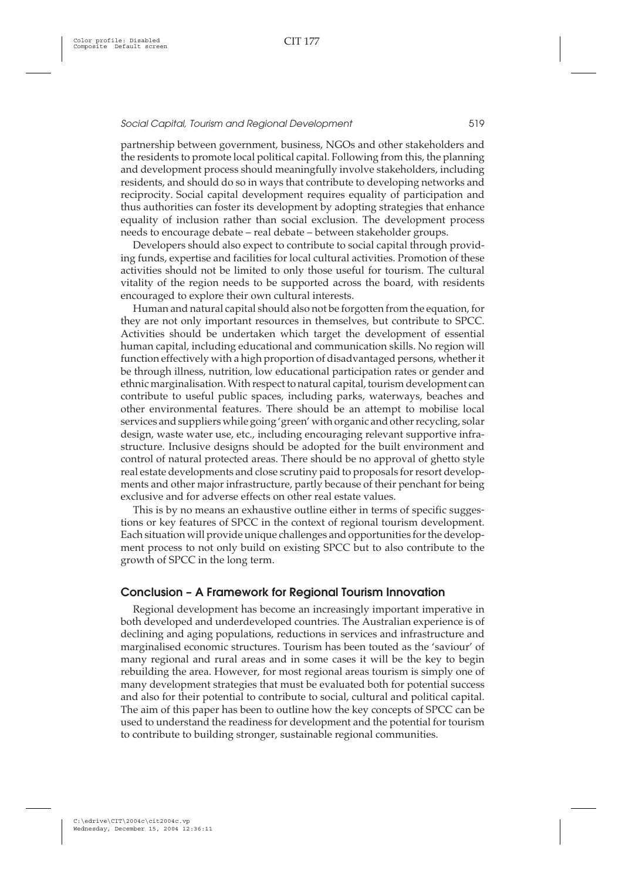partnership between government, business, NGOs and other stakeholders and the residents to promote local political capital. Following from this, the planning and development process should meaningfully involve stakeholders, including residents, and should do so in ways that contribute to developing networks and reciprocity. Social capital development requires equality of participation and thus authorities can foster its development by adopting strategies that enhance equality of inclusion rather than social exclusion. The development process needs to encourage debate – real debate – between stakeholder groups.

Developers should also expect to contribute to social capital through providing funds, expertise and facilities for local cultural activities. Promotion of these activities should not be limited to only those useful for tourism. The cultural vitality of the region needs to be supported across the board, with residents encouraged to explore their own cultural interests.

Human and natural capital should also not be forgotten from the equation, for they are not only important resources in themselves, but contribute to SPCC. Activities should be undertaken which target the development of essential human capital, including educational and communication skills. No region will function effectively with a high proportion of disadvantaged persons, whether it be through illness, nutrition, low educational participation rates or gender and ethnic marginalisation. With respect to natural capital, tourism development can contribute to useful public spaces, including parks, waterways, beaches and other environmental features. There should be an attempt to mobilise local services and suppliers while going 'green' with organic and other recycling, solar design, waste water use, etc., including encouraging relevant supportive infrastructure. Inclusive designs should be adopted for the built environment and control of natural protected areas. There should be no approval of ghetto style real estate developments and close scrutiny paid to proposals for resort developments and other major infrastructure, partly because of their penchant for being exclusive and for adverse effects on other real estate values.

This is by no means an exhaustive outline either in terms of specific suggestions or key features of SPCC in the context of regional tourism development. Each situation will provide unique challenges and opportunities for the development process to not only build on existing SPCC but to also contribute to the growth of SPCC in the long term.

## Conclusion – A Framework for Regional Tourism Innovation

Regional development has become an increasingly important imperative in both developed and underdeveloped countries. The Australian experience is of declining and aging populations, reductions in services and infrastructure and marginalised economic structures. Tourism has been touted as the 'saviour' of many regional and rural areas and in some cases it will be the key to begin rebuilding the area. However, for most regional areas tourism is simply one of many development strategies that must be evaluated both for potential success and also for their potential to contribute to social, cultural and political capital. The aim of this paper has been to outline how the key concepts of SPCC can be used to understand the readiness for development and the potential for tourism to contribute to building stronger, sustainable regional communities.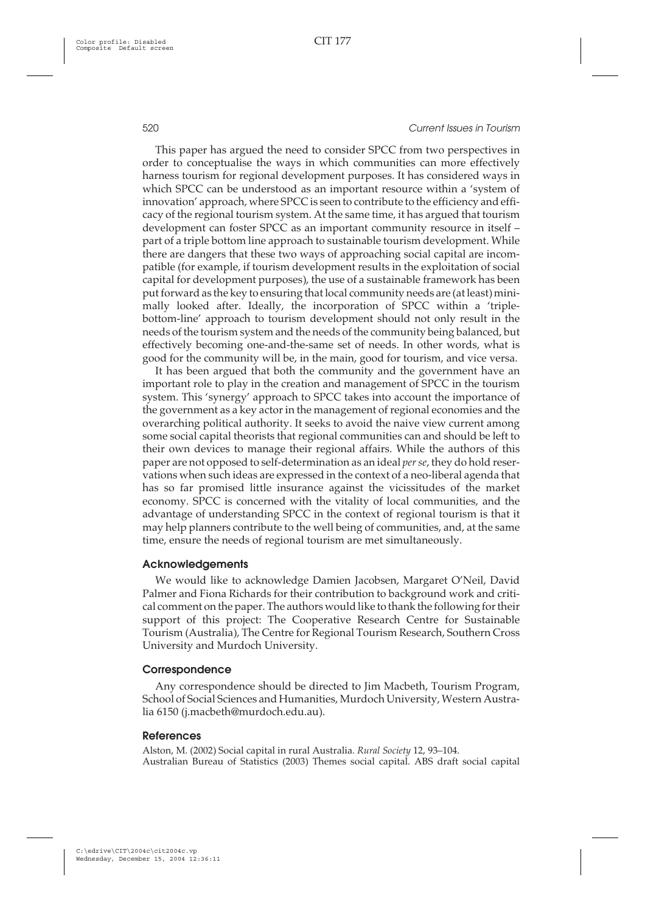This paper has argued the need to consider SPCC from two perspectives in order to conceptualise the ways in which communities can more effectively harness tourism for regional development purposes. It has considered ways in which SPCC can be understood as an important resource within a 'system of innovation' approach, where SPCC is seen to contribute to the efficiency and efficacy of the regional tourism system. At the same time, it has argued that tourism development can foster SPCC as an important community resource in itself – part of a triple bottom line approach to sustainable tourism development. While there are dangers that these two ways of approaching social capital are incompatible (for example, if tourism development results in the exploitation of social capital for development purposes), the use of a sustainable framework has been put forward as the key to ensuring that local community needs are (at least) minimally looked after. Ideally, the incorporation of SPCC within a 'triple-bottom-line' approach to tourism development should not only result in the needs of the tourism system and the needs of the community being balanced, but effectively becoming one-and-the-same set of needs. In other words, what is good for the community will be, in the main, good for tourism, and vice versa.

It has been argued that both the community and the government have an important role to play in the creation and management of SPCC in the tourism system. This 'synergy' approach to SPCC takes into account the importance of the government as a key actor in the management of regional economies and the overarching political authority. It seeks to avoid the naive view current among some social capital theorists that regional communities can and should be left to their own devices to manage their regional affairs. While the authors of this paper are not opposed to self-determination as an ideal *per se*, they do hold reservations when such ideas are expressed in the context of a neo-liberal agenda that has so far promised little insurance against the vicissitudes of the market economy. SPCC is concerned with the vitality of local communities, and the advantage of understanding SPCC in the context of regional tourism is that it may help planners contribute to the well being of communities, and, at the same time, ensure the needs of regional tourism are met simultaneously.

## Acknowledgements

We would like to acknowledge Damien Jacobsen, Margaret O'Neil, David Palmer and Fiona Richards for their contribution to background work and critical comment on the paper. The authors would like to thank the following for their support of this project: The Cooperative Research Centre for Sustainable Tourism (Australia), The Centre for Regional Tourism Research, Southern Cross University and Murdoch University.

## Correspondence

Any correspondence should be directed to Jim Macbeth, Tourism Program, School of Social Sciences and Humanities, Murdoch University, Western Australia 6150 (j.macbeth@murdoch.edu.au).

## References

Alston, M. (2002) Social capital in rural Australia. *Rural Society* 12, 93–104.

Australian Bureau of Statistics (2003) Themes social capital. ABS draft social capital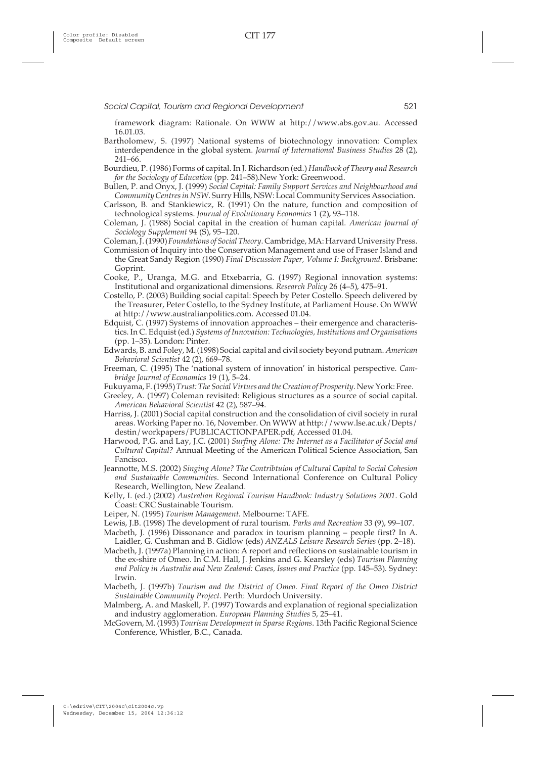framework diagram: Rationale. On WWW at http://www.abs.gov.au. Accessed 16.01.03.

Bartholomew, S. (1997) National systems of biotechnology innovation: Complex interdependence in the global system. *Journal of International Business Studies* 28 (2), 241–66.

Bourdieu, P. (1986) Forms of capital. In J. Richardson (ed.) *Handbook of Theory and Research for the Sociology of Education* (pp. 241–58).New York: Greenwood.

Bullen, P. and Onyx, J. (1999) *Social Capital: Family Support Services and Neighbourhood and Community Centres in NSW*. Surry Hills, NSW: Local Community Services Association.

Carlsson, B. and Stankiewicz, R. (1991) On the nature, function and composition of technological systems. *Journal of Evolutionary Economics* 1 (2), 93–118.

Coleman, J. (1988) Social capital in the creation of human capital. *American Journal of Sociology Supplement* 94 (S), 95–120.

Coleman, J. (1990) *Foundations of Social Theory*. Cambridge, MA: Harvard University Press.

Commission of Inquiry into the Conservation Management and use of Fraser Island and the Great Sandy Region (1990) *Final Discussion Paper, Volume I: Background*. Brisbane: Goprint.

Cooke, P., Uranga, M.G. and Etxebarria, G. (1997) Regional innovation systems: Institutional and organizational dimensions. *Research Policy* 26 (4–5), 475–91.

Costello, P. (2003) Building social capital: Speech by Peter Costello. Speech delivered by the Treasurer, Peter Costello, to the Sydney Institute, at Parliament House. On WWW at http://www.australianpolitics.com. Accessed 01.04.

Edquist, C. (1997) Systems of innovation approaches – their emergence and characteristics. In C. Edquist (ed.) *Systems of Innovation: Technologies, Institutions and Organisations* (pp. 1–35). London: Pinter.

Edwards, B. and Foley, M. (1998) Social capital and civil society beyond putnam. *American Behavioral Scientist* 42 (2), 669–78.

Freeman, C. (1995) The 'national system of innovation' in historical perspective. *Cambridge Journal of Economics* 19 (1), 5–24.

Fukuyama, F. (1995) *Trust: The Social Virtues and the Creation of Prosperity*. New York: Free.

Greeley, A. (1997) Coleman revisited: Religious structures as a source of social capital. *American Behavioral Scientist* 42 (2), 587–94.

Harriss, J. (2001) Social capital construction and the consolidation of civil society in rural areas. Working Paper no. 16, November. On WWW at http://www.lse.ac.uk/Depts/destin/workpapers/PUBLICACTIONPAPER.pdf, Accessed 01.04.

Harwood, P.G. and Lay, J.C. (2001) *Surfing Alone: The Internet as a Facilitator of Social and Cultural Capital?* Annual Meeting of the American Political Science Association, San Fancisco.

Jeannotte, M.S. (2002) *Singing Alone? The Contribtuion of Cultural Capital to Social Cohesion and Sustainable Communities*. Second International Conference on Cultural Policy Research, Wellington, New Zealand.

Kelly, I. (ed.) (2002) *Australian Regional Tourism Handbook: Industry Solutions 2001*. Gold Coast: CRC Sustainable Tourism.

Leiper, N. (1995) *Tourism Management.* Melbourne: TAFE.

Lewis, J.B. (1998) The development of rural tourism. *Parks and Recreation* 33 (9), 99–107.

Macbeth, J. (1996) Dissonance and paradox in tourism planning – people first? In A. Laidler, G. Cushman and B. Gidlow (eds) *ANZALS Leisure Research Series* (pp. 2–18).

Macbeth, J. (1997a) Planning in action: A report and reflections on sustainable tourism in the ex-shire of Omeo. In C.M. Hall, J. Jenkins and G. Kearsley (eds) *Tourism Planning and Policy in Australia and New Zealand: Cases, Issues and Practice* (pp. 145–53). Sydney: Irwin.

Macbeth, J. (1997b) *Tourism and the District of Omeo. Final Report of the Omeo District Sustainable Community Project*. Perth: Murdoch University.

Malmberg, A. and Maskell, P. (1997) Towards and explanation of regional specialization and industry agglomeration. *European Planning Studies* 5, 25–41.

McGovern, M. (1993) *Tourism Development in Sparse Regions*. 13th Pacific Regional Science Conference, Whistler, B.C., Canada.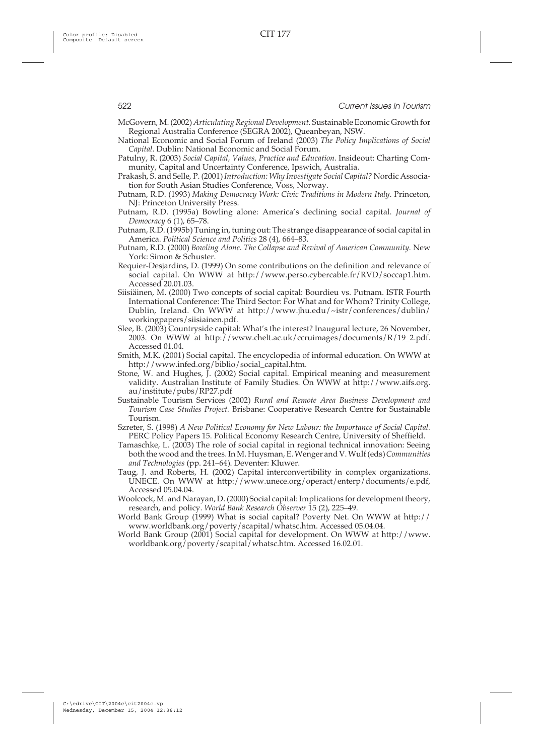McGovern, M. (2002) *Articulating Regional Development.* Sustainable Economic Growth for Regional Australia Conference (SEGRA 2002), Queanbeyan, NSW.

National Economic and Social Forum of Ireland (2003) *The Policy Implications of Social Capital*. Dublin: National Economic and Social Forum.

Patulny, R. (2003) *Social Capital, Values, Practice and Education.* Insideout: Charting Community, Capital and Uncertainty Conference, Ipswich, Australia.

Prakash, S. and Selle, P. (2001) *Introduction: Why Investigate Social Capital?* Nordic Association for South Asian Studies Conference, Voss, Norway.

Putnam, R.D. (1993) *Making Democracy Work: Civic Traditions in Modern Italy*. Princeton, NJ: Princeton University Press.

Putnam, R.D. (1995a) Bowling alone: America's declining social capital. *Journal of Democracy* 6 (1), 65–78.

Putnam, R.D. (1995b) Tuning in, tuning out: The strange disappearance of social capital in America. *Political Science and Politics* 28 (4), 664–83.

Putnam, R.D. (2000) *Bowling Alone. The Collapse and Revival of American Community.* New York: Simon & Schuster.

Requier-Desjardins, D. (1999) On some contributions on the definition and relevance of social capital. On WWW at http://www.perso.cybercable.fr/RVD/soccap1.htm. Accessed 20.01.03.

Siisiäinen, M. (2000) Two concepts of social capital: Bourdieu vs. Putnam. ISTR Fourth International Conference: The Third Sector: For What and for Whom? Trinity College, Dublin, Ireland. On WWW at http://www.jhu.edu/~istr/conferences/dublin/workingpapers/siisiainen.pdf.

Slee, B. (2003) Countryside capital: What's the interest? Inaugural lecture, 26 November, 2003. On WWW at http://www.chelt.ac.uk/ccruimages/documents/R/19_2.pdf. Accessed 01.04.

Smith, M.K. (2001) Social capital. The encyclopedia of informal education. On WWW at http://www.infed.org/biblio/social_capital.htm.

Stone, W. and Hughes, J. (2002) Social capital. Empirical meaning and measurement validity. Australian Institute of Family Studies. On WWW at http://www.aifs.org.au/institute/pubs/RP27.pdf

Sustainable Tourism Services (2002) *Rural and Remote Area Business Development and Tourism Case Studies Project.* Brisbane: Cooperative Research Centre for Sustainable Tourism.

Szreter, S. (1998) *A New Political Economy for New Labour: the Importance of Social Capital.* PERC Policy Papers 15. Political Economy Research Centre, University of Sheffield.

Tamaschke, L. (2003) The role of social capital in regional technical innovation: Seeing both the wood and the trees. In M. Huysman, E. Wenger and V. Wulf (eds) *Communities and Technologies* (pp. 241–64). Deventer: Kluwer.

Taug, J. and Roberts, H. (2002) Capital interconvertibility in complex organizations. UNECE. On WWW at http://www.unece.org/operact/enterp/documents/e.pdf, Accessed 05.04.04.

Woolcock, M. and Narayan, D. (2000) Social capital: Implications for development theory, research, and policy. *World Bank Research Observer* 15 (2), 225–49.

World Bank Group (1999) What is social capital? Poverty Net. On WWW at http://www.worldbank.org/poverty/scapital/whatsc.htm. Accessed 05.04.04.

World Bank Group (2001) Social capital for development. On WWW at http://www.worldbank.org/poverty/scapital/whatsc.htm. Accessed 16.02.01.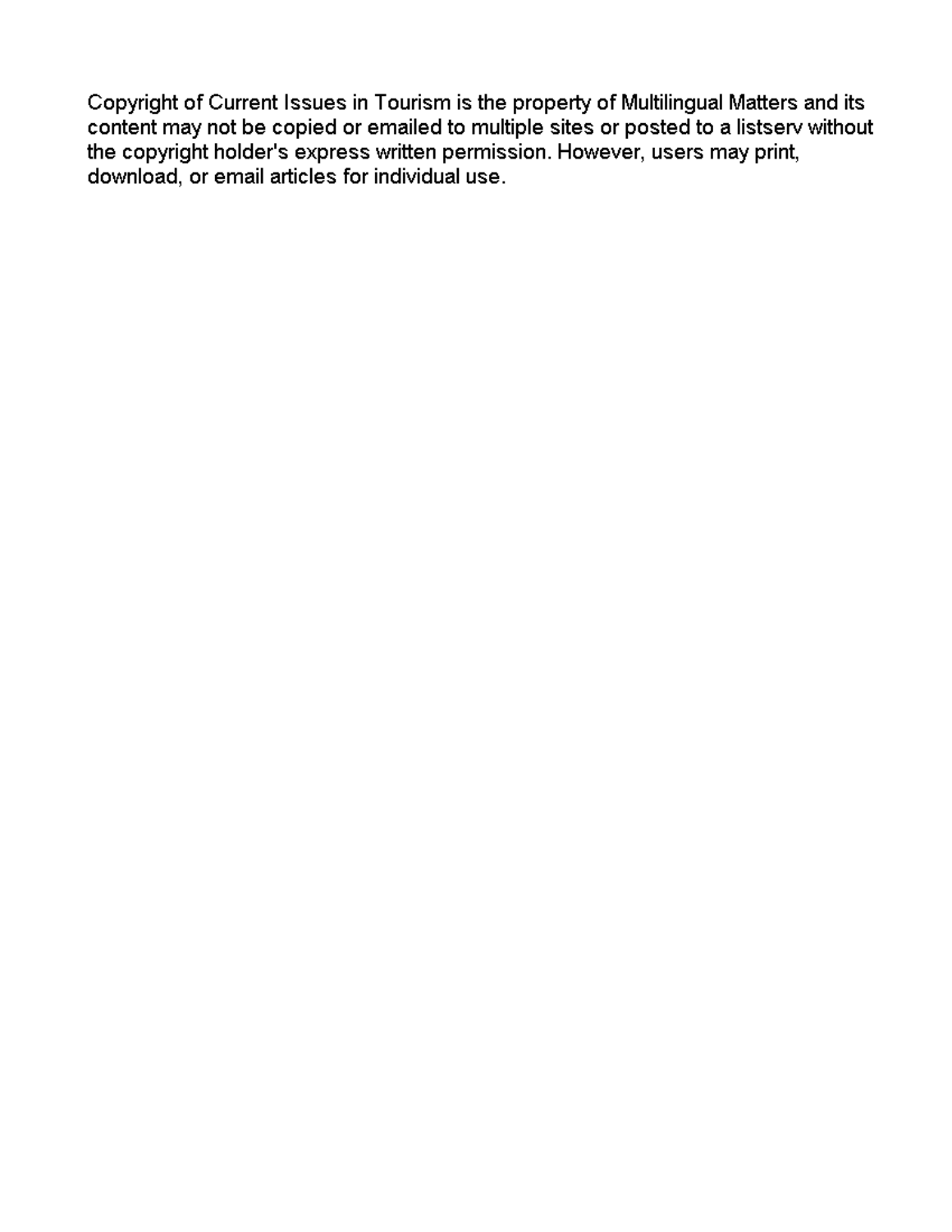Copyright of Current Issues in Tourism is the property of Multilingual Matters and its content may not be copied or emailed to multiple sites or posted to a listserv without the copyright holder's express written permission. However, users may print, download, or email articles for individual use.